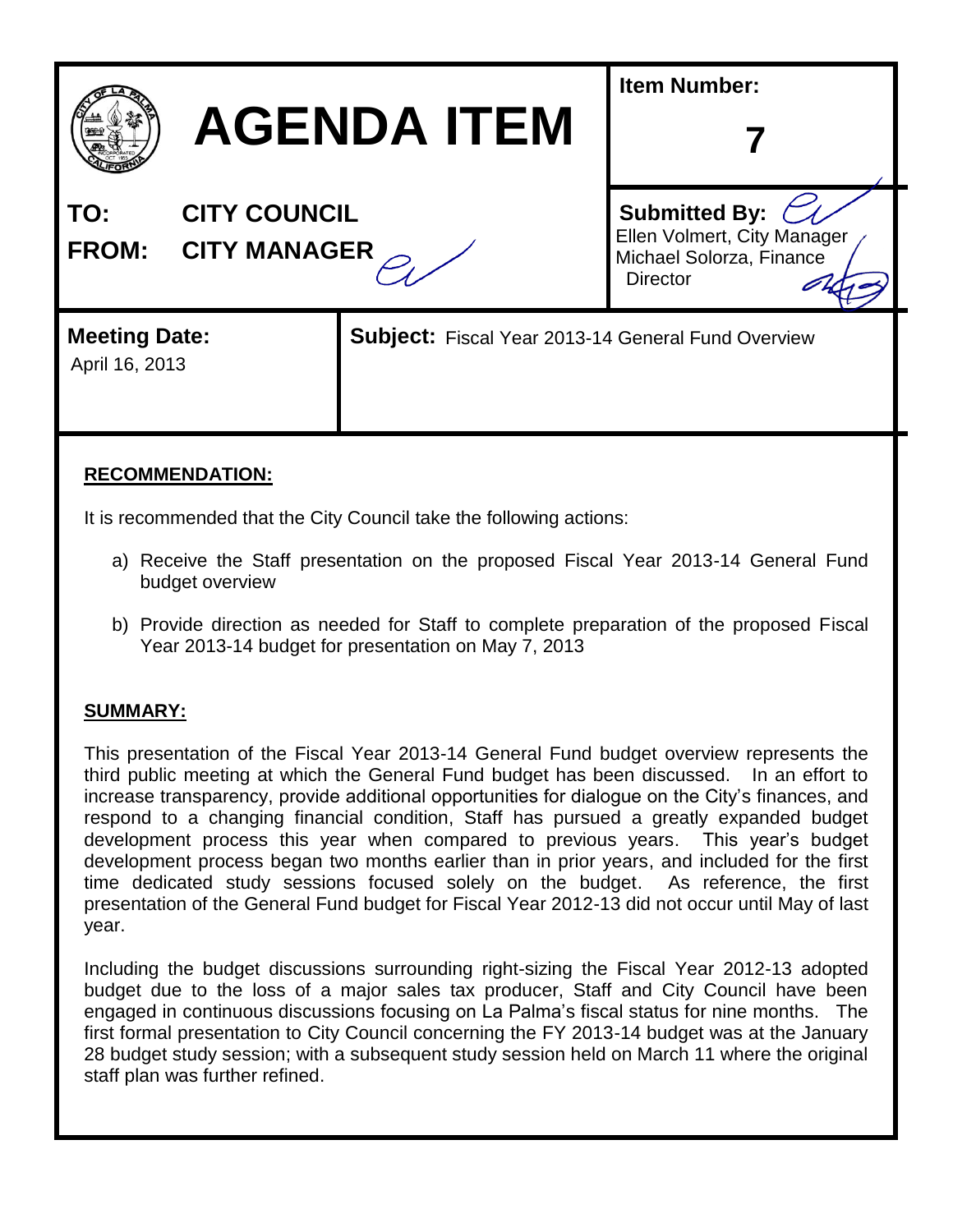# AGENDA ITEM

**Item Number:** 7

**TO:** CITY COUNCIL

**FROM:** CITY MANAGER

**Submitted By:**
Ellen Volmert, City Manager
Michael Solorza, Finance Director

**Meeting Date:** April 16, 2013

**Subject:** Fiscal Year 2013-14 General Fund Overview

## RECOMMENDATION:

It is recommended that the City Council take the following actions:

a) Receive the Staff presentation on the proposed Fiscal Year 2013-14 General Fund budget overview

b) Provide direction as needed for Staff to complete preparation of the proposed Fiscal Year 2013-14 budget for presentation on May 7, 2013

## SUMMARY:

This presentation of the Fiscal Year 2013-14 General Fund budget overview represents the third public meeting at which the General Fund budget has been discussed. In an effort to increase transparency, provide additional opportunities for dialogue on the City's finances, and respond to a changing financial condition, Staff has pursued a greatly expanded budget development process this year when compared to previous years. This year's budget development process began two months earlier than in prior years, and included for the first time dedicated study sessions focused solely on the budget. As reference, the first presentation of the General Fund budget for Fiscal Year 2012-13 did not occur until May of last year.

Including the budget discussions surrounding right-sizing the Fiscal Year 2012-13 adopted budget due to the loss of a major sales tax producer, Staff and City Council have been engaged in continuous discussions focusing on La Palma's fiscal status for nine months. The first formal presentation to City Council concerning the FY 2013-14 budget was at the January 28 budget study session; with a subsequent study session held on March 11 where the original staff plan was further refined.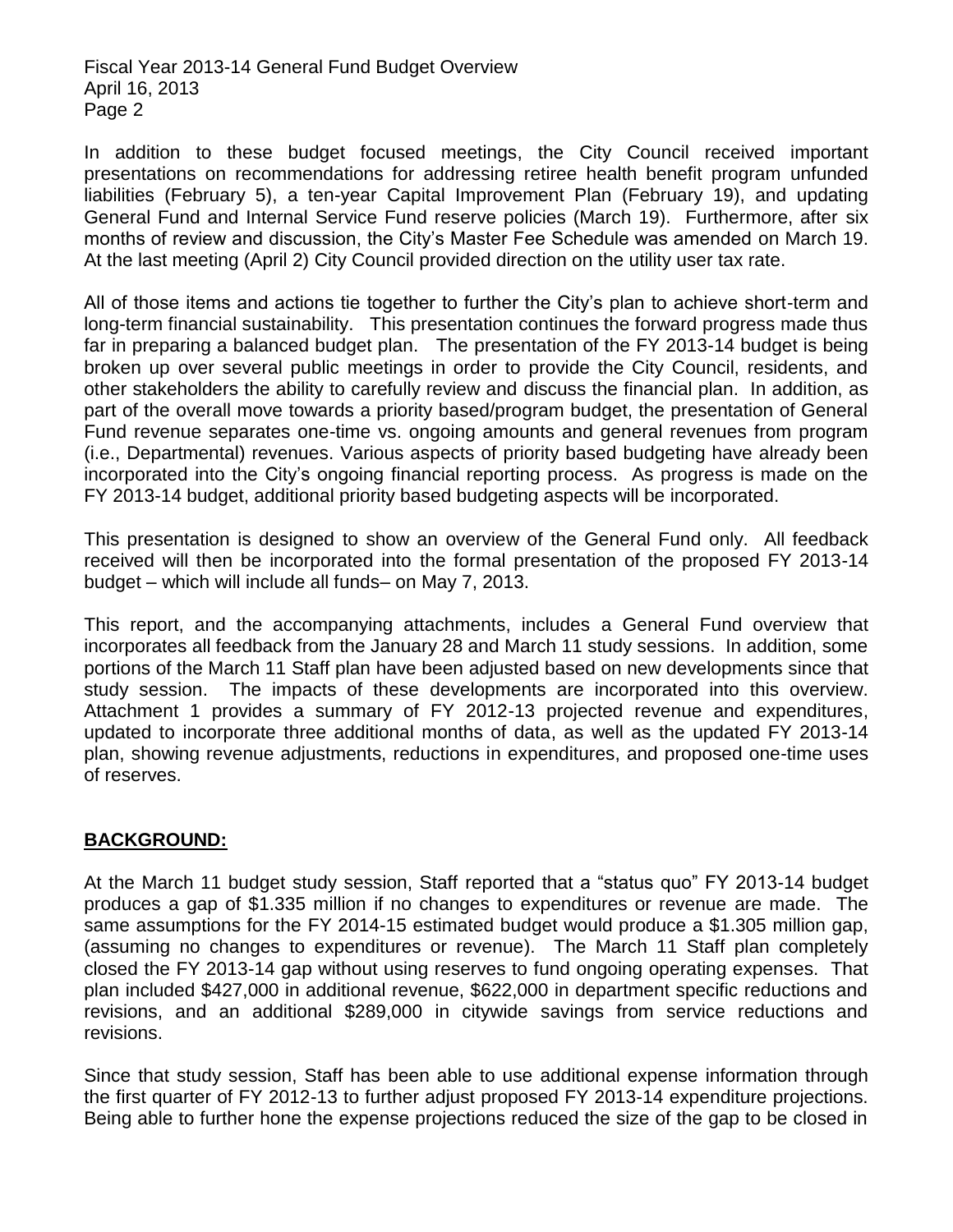In addition to these budget focused meetings, the City Council received important presentations on recommendations for addressing retiree health benefit program unfunded liabilities (February 5), a ten-year Capital Improvement Plan (February 19), and updating General Fund and Internal Service Fund reserve policies (March 19). Furthermore, after six months of review and discussion, the City's Master Fee Schedule was amended on March 19. At the last meeting (April 2) City Council provided direction on the utility user tax rate.

All of those items and actions tie together to further the City's plan to achieve short-term and long-term financial sustainability. This presentation continues the forward progress made thus far in preparing a balanced budget plan. The presentation of the FY 2013-14 budget is being broken up over several public meetings in order to provide the City Council, residents, and other stakeholders the ability to carefully review and discuss the financial plan. In addition, as part of the overall move towards a priority based/program budget, the presentation of General Fund revenue separates one-time vs. ongoing amounts and general revenues from program (i.e., Departmental) revenues. Various aspects of priority based budgeting have already been incorporated into the City's ongoing financial reporting process. As progress is made on the FY 2013-14 budget, additional priority based budgeting aspects will be incorporated.

This presentation is designed to show an overview of the General Fund only. All feedback received will then be incorporated into the formal presentation of the proposed FY 2013-14 budget – which will include all funds– on May 7, 2013.

This report, and the accompanying attachments, includes a General Fund overview that incorporates all feedback from the January 28 and March 11 study sessions. In addition, some portions of the March 11 Staff plan have been adjusted based on new developments since that study session. The impacts of these developments are incorporated into this overview. Attachment 1 provides a summary of FY 2012-13 projected revenue and expenditures, updated to incorporate three additional months of data, as well as the updated FY 2013-14 plan, showing revenue adjustments, reductions in expenditures, and proposed one-time uses of reserves.

## BACKGROUND:

At the March 11 budget study session, Staff reported that a "status quo" FY 2013-14 budget produces a gap of $1.335 million if no changes to expenditures or revenue are made. The same assumptions for the FY 2014-15 estimated budget would produce a $1.305 million gap, (assuming no changes to expenditures or revenue). The March 11 Staff plan completely closed the FY 2013-14 gap without using reserves to fund ongoing operating expenses. That plan included $427,000 in additional revenue, $622,000 in department specific reductions and revisions, and an additional $289,000 in citywide savings from service reductions and revisions.

Since that study session, Staff has been able to use additional expense information through the first quarter of FY 2012-13 to further adjust proposed FY 2013-14 expenditure projections. Being able to further hone the expense projections reduced the size of the gap to be closed in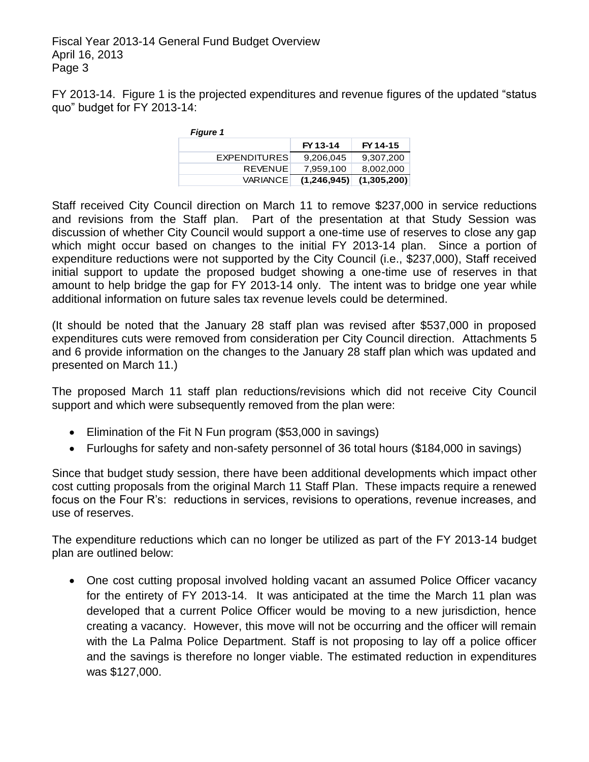FY 2013-14. Figure 1 is the projected expenditures and revenue figures of the updated "status quo" budget for FY 2013-14:

*Figure 1*

| | FY 13-14 | FY 14-15 |
|---|---|---|
| EXPENDITURES | 9,206,045 | 9,307,200 |
| REVENUE | 7,959,100 | 8,002,000 |
| VARIANCE | **(1,246,945)** | **(1,305,200)** |

Staff received City Council direction on March 11 to remove $237,000 in service reductions and revisions from the Staff plan. Part of the presentation at that Study Session was discussion of whether City Council would support a one-time use of reserves to close any gap which might occur based on changes to the initial FY 2013-14 plan. Since a portion of expenditure reductions were not supported by the City Council (i.e., $237,000), Staff received initial support to update the proposed budget showing a one-time use of reserves in that amount to help bridge the gap for FY 2013-14 only. The intent was to bridge one year while additional information on future sales tax revenue levels could be determined.

(It should be noted that the January 28 staff plan was revised after $537,000 in proposed expenditures cuts were removed from consideration per City Council direction. Attachments 5 and 6 provide information on the changes to the January 28 staff plan which was updated and presented on March 11.)

The proposed March 11 staff plan reductions/revisions which did not receive City Council support and which were subsequently removed from the plan were:

- Elimination of the Fit N Fun program ($53,000 in savings)
- Furloughs for safety and non-safety personnel of 36 total hours ($184,000 in savings)

Since that budget study session, there have been additional developments which impact other cost cutting proposals from the original March 11 Staff Plan. These impacts require a renewed focus on the Four R's: reductions in services, revisions to operations, revenue increases, and use of reserves.

The expenditure reductions which can no longer be utilized as part of the FY 2013-14 budget plan are outlined below:

- One cost cutting proposal involved holding vacant an assumed Police Officer vacancy for the entirety of FY 2013-14. It was anticipated at the time the March 11 plan was developed that a current Police Officer would be moving to a new jurisdiction, hence creating a vacancy. However, this move will not be occurring and the officer will remain with the La Palma Police Department. Staff is not proposing to lay off a police officer and the savings is therefore no longer viable. The estimated reduction in expenditures was $127,000.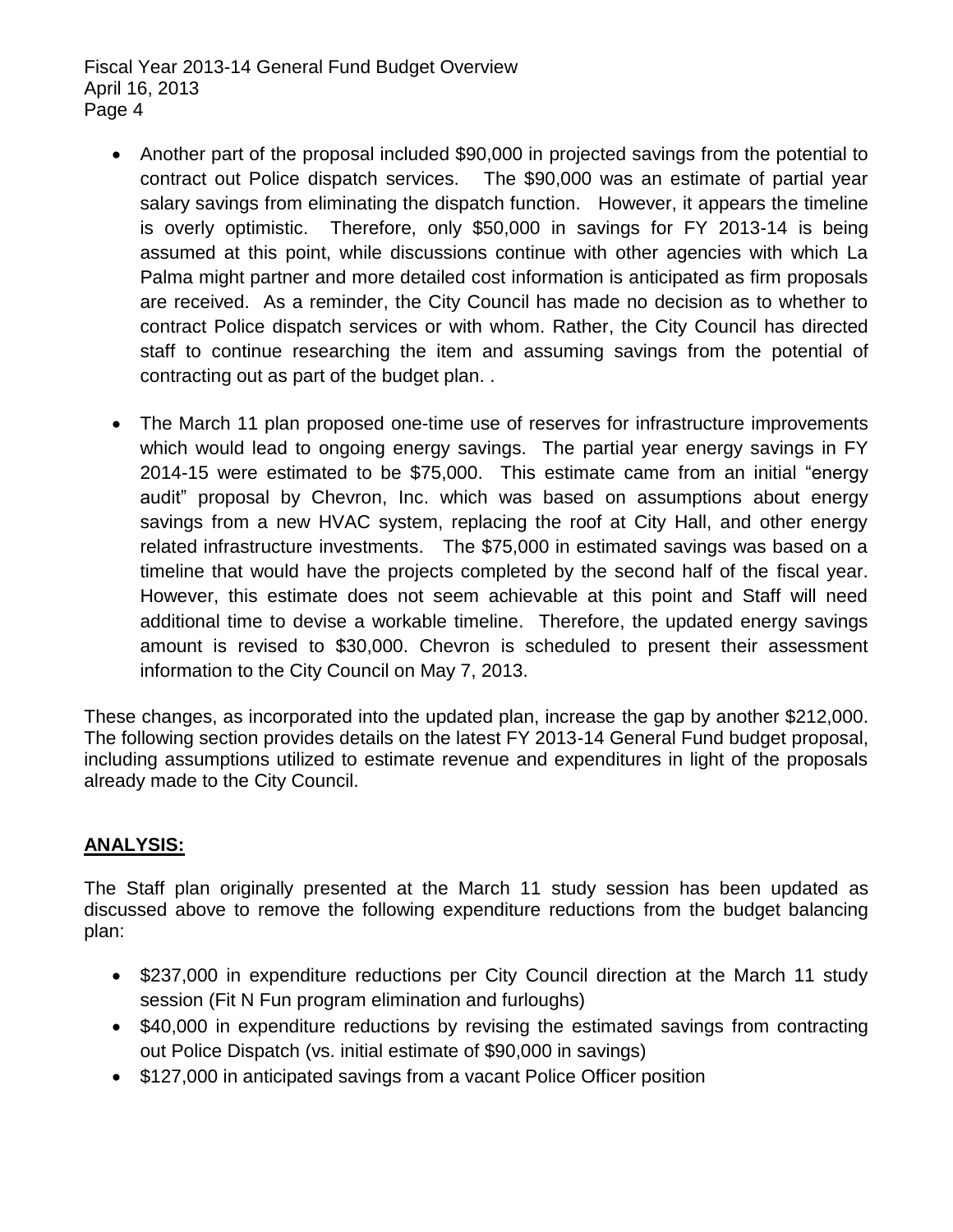- Another part of the proposal included $90,000 in projected savings from the potential to contract out Police dispatch services. The $90,000 was an estimate of partial year salary savings from eliminating the dispatch function. However, it appears the timeline is overly optimistic. Therefore, only $50,000 in savings for FY 2013-14 is being assumed at this point, while discussions continue with other agencies with which La Palma might partner and more detailed cost information is anticipated as firm proposals are received. As a reminder, the City Council has made no decision as to whether to contract Police dispatch services or with whom. Rather, the City Council has directed staff to continue researching the item and assuming savings from the potential of contracting out as part of the budget plan. .

- The March 11 plan proposed one-time use of reserves for infrastructure improvements which would lead to ongoing energy savings. The partial year energy savings in FY 2014-15 were estimated to be $75,000. This estimate came from an initial "energy audit" proposal by Chevron, Inc. which was based on assumptions about energy savings from a new HVAC system, replacing the roof at City Hall, and other energy related infrastructure investments. The $75,000 in estimated savings was based on a timeline that would have the projects completed by the second half of the fiscal year. However, this estimate does not seem achievable at this point and Staff will need additional time to devise a workable timeline. Therefore, the updated energy savings amount is revised to $30,000. Chevron is scheduled to present their assessment information to the City Council on May 7, 2013.

These changes, as incorporated into the updated plan, increase the gap by another $212,000. The following section provides details on the latest FY 2013-14 General Fund budget proposal, including assumptions utilized to estimate revenue and expenditures in light of the proposals already made to the City Council.

## ANALYSIS:

The Staff plan originally presented at the March 11 study session has been updated as discussed above to remove the following expenditure reductions from the budget balancing plan:

- $237,000 in expenditure reductions per City Council direction at the March 11 study session (Fit N Fun program elimination and furloughs)
- $40,000 in expenditure reductions by revising the estimated savings from contracting out Police Dispatch (vs. initial estimate of $90,000 in savings)
- $127,000 in anticipated savings from a vacant Police Officer position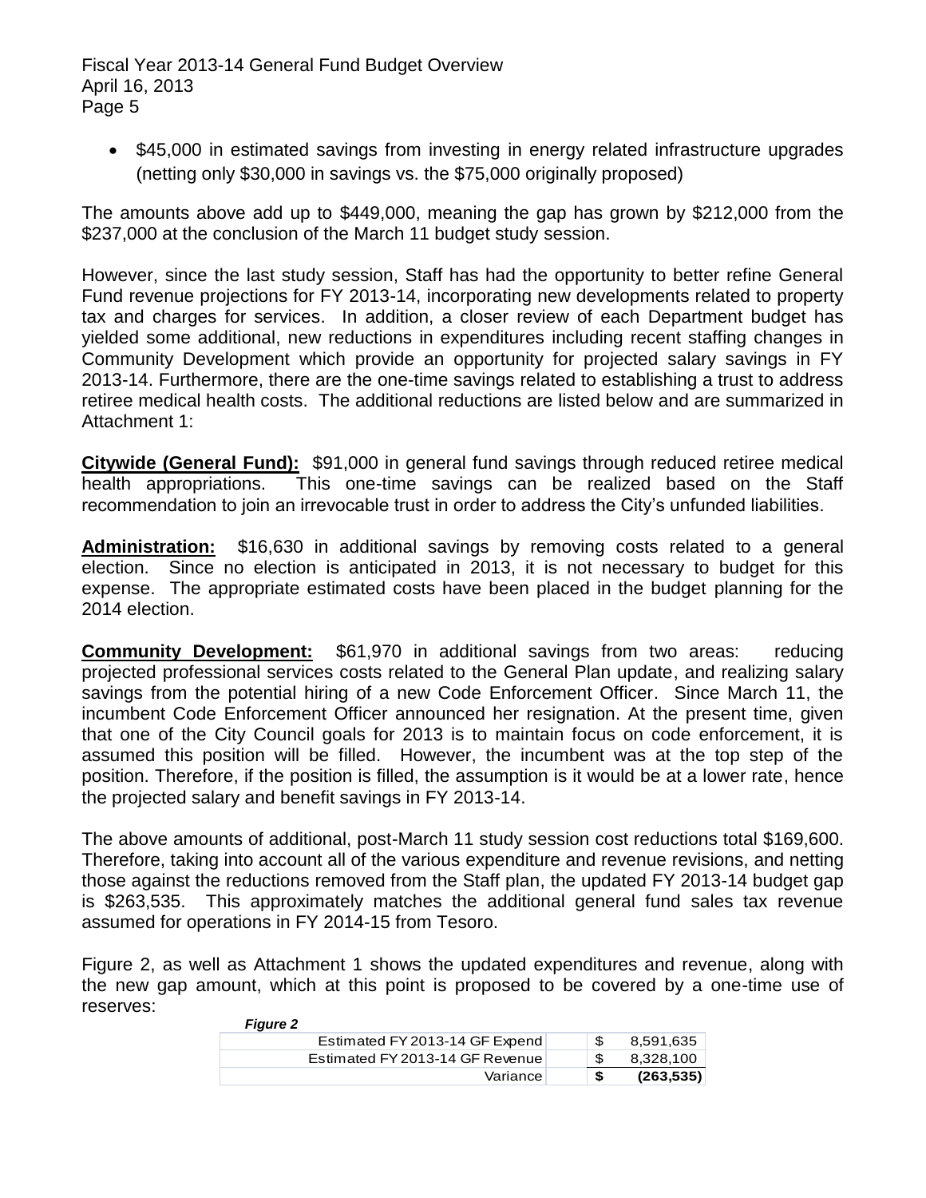- $45,000 in estimated savings from investing in energy related infrastructure upgrades (netting only $30,000 in savings vs. the $75,000 originally proposed)

The amounts above add up to $449,000, meaning the gap has grown by $212,000 from the $237,000 at the conclusion of the March 11 budget study session.

However, since the last study session, Staff has had the opportunity to better refine General Fund revenue projections for FY 2013-14, incorporating new developments related to property tax and charges for services. In addition, a closer review of each Department budget has yielded some additional, new reductions in expenditures including recent staffing changes in Community Development which provide an opportunity for projected salary savings in FY 2013-14. Furthermore, there are the one-time savings related to establishing a trust to address retiree medical health costs. The additional reductions are listed below and are summarized in Attachment 1:

**Citywide (General Fund):** $91,000 in general fund savings through reduced retiree medical health appropriations. This one-time savings can be realized based on the Staff recommendation to join an irrevocable trust in order to address the City's unfunded liabilities.

**Administration:** $16,630 in additional savings by removing costs related to a general election. Since no election is anticipated in 2013, it is not necessary to budget for this expense. The appropriate estimated costs have been placed in the budget planning for the 2014 election.

**Community Development:** $61,970 in additional savings from two areas: reducing projected professional services costs related to the General Plan update, and realizing salary savings from the potential hiring of a new Code Enforcement Officer. Since March 11, the incumbent Code Enforcement Officer announced her resignation. At the present time, given that one of the City Council goals for 2013 is to maintain focus on code enforcement, it is assumed this position will be filled. However, the incumbent was at the top step of the position. Therefore, if the position is filled, the assumption is it would be at a lower rate, hence the projected salary and benefit savings in FY 2013-14.

The above amounts of additional, post-March 11 study session cost reductions total $169,600. Therefore, taking into account all of the various expenditure and revenue revisions, and netting those against the reductions removed from the Staff plan, the updated FY 2013-14 budget gap is $263,535. This approximately matches the additional general fund sales tax revenue assumed for operations in FY 2014-15 from Tesoro.

Figure 2, as well as Attachment 1 shows the updated expenditures and revenue, along with the new gap amount, which at this point is proposed to be covered by a one-time use of reserves:

***Figure 2***

| | | |
|---|---|---|
| Estimated FY 2013-14 GF Expend | $ | 8,591,635 |
| Estimated FY 2013-14 GF Revenue | $ | 8,328,100 |
| Variance | **$** | **(263,535)** |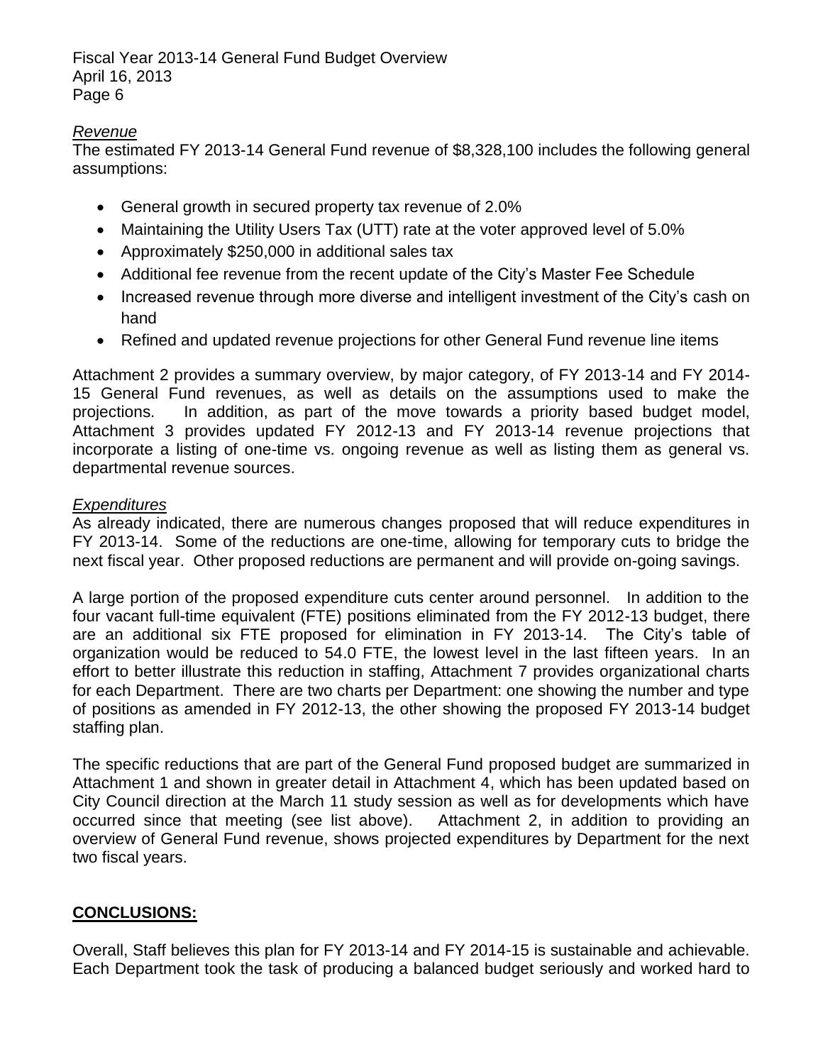*Revenue*

The estimated FY 2013-14 General Fund revenue of $8,328,100 includes the following general assumptions:

- General growth in secured property tax revenue of 2.0%
- Maintaining the Utility Users Tax (UTT) rate at the voter approved level of 5.0%
- Approximately $250,000 in additional sales tax
- Additional fee revenue from the recent update of the City's Master Fee Schedule
- Increased revenue through more diverse and intelligent investment of the City's cash on hand
- Refined and updated revenue projections for other General Fund revenue line items

Attachment 2 provides a summary overview, by major category, of FY 2013-14 and FY 2014-15 General Fund revenues, as well as details on the assumptions used to make the projections. In addition, as part of the move towards a priority based budget model, Attachment 3 provides updated FY 2012-13 and FY 2013-14 revenue projections that incorporate a listing of one-time vs. ongoing revenue as well as listing them as general vs. departmental revenue sources.

*Expenditures*

As already indicated, there are numerous changes proposed that will reduce expenditures in FY 2013-14. Some of the reductions are one-time, allowing for temporary cuts to bridge the next fiscal year. Other proposed reductions are permanent and will provide on-going savings.

A large portion of the proposed expenditure cuts center around personnel. In addition to the four vacant full-time equivalent (FTE) positions eliminated from the FY 2012-13 budget, there are an additional six FTE proposed for elimination in FY 2013-14. The City's table of organization would be reduced to 54.0 FTE, the lowest level in the last fifteen years. In an effort to better illustrate this reduction in staffing, Attachment 7 provides organizational charts for each Department. There are two charts per Department: one showing the number and type of positions as amended in FY 2012-13, the other showing the proposed FY 2013-14 budget staffing plan.

The specific reductions that are part of the General Fund proposed budget are summarized in Attachment 1 and shown in greater detail in Attachment 4, which has been updated based on City Council direction at the March 11 study session as well as for developments which have occurred since that meeting (see list above). Attachment 2, in addition to providing an overview of General Fund revenue, shows projected expenditures by Department for the next two fiscal years.

## **CONCLUSIONS:**

Overall, Staff believes this plan for FY 2013-14 and FY 2014-15 is sustainable and achievable. Each Department took the task of producing a balanced budget seriously and worked hard to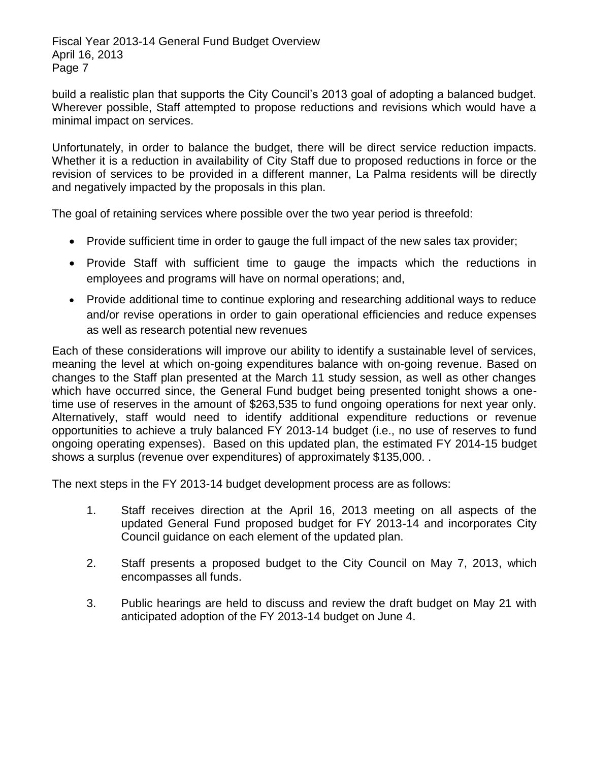build a realistic plan that supports the City Council's 2013 goal of adopting a balanced budget. Wherever possible, Staff attempted to propose reductions and revisions which would have a minimal impact on services.

Unfortunately, in order to balance the budget, there will be direct service reduction impacts. Whether it is a reduction in availability of City Staff due to proposed reductions in force or the revision of services to be provided in a different manner, La Palma residents will be directly and negatively impacted by the proposals in this plan.

The goal of retaining services where possible over the two year period is threefold:

- Provide sufficient time in order to gauge the full impact of the new sales tax provider;
- Provide Staff with sufficient time to gauge the impacts which the reductions in employees and programs will have on normal operations; and,
- Provide additional time to continue exploring and researching additional ways to reduce and/or revise operations in order to gain operational efficiencies and reduce expenses as well as research potential new revenues

Each of these considerations will improve our ability to identify a sustainable level of services, meaning the level at which on-going expenditures balance with on-going revenue. Based on changes to the Staff plan presented at the March 11 study session, as well as other changes which have occurred since, the General Fund budget being presented tonight shows a one-time use of reserves in the amount of $263,535 to fund ongoing operations for next year only. Alternatively, staff would need to identify additional expenditure reductions or revenue opportunities to achieve a truly balanced FY 2013-14 budget (i.e., no use of reserves to fund ongoing operating expenses). Based on this updated plan, the estimated FY 2014-15 budget shows a surplus (revenue over expenditures) of approximately $135,000. .

The next steps in the FY 2013-14 budget development process are as follows:

1. Staff receives direction at the April 16, 2013 meeting on all aspects of the updated General Fund proposed budget for FY 2013-14 and incorporates City Council guidance on each element of the updated plan.

2. Staff presents a proposed budget to the City Council on May 7, 2013, which encompasses all funds.

3. Public hearings are held to discuss and review the draft budget on May 21 with anticipated adoption of the FY 2013-14 budget on June 4.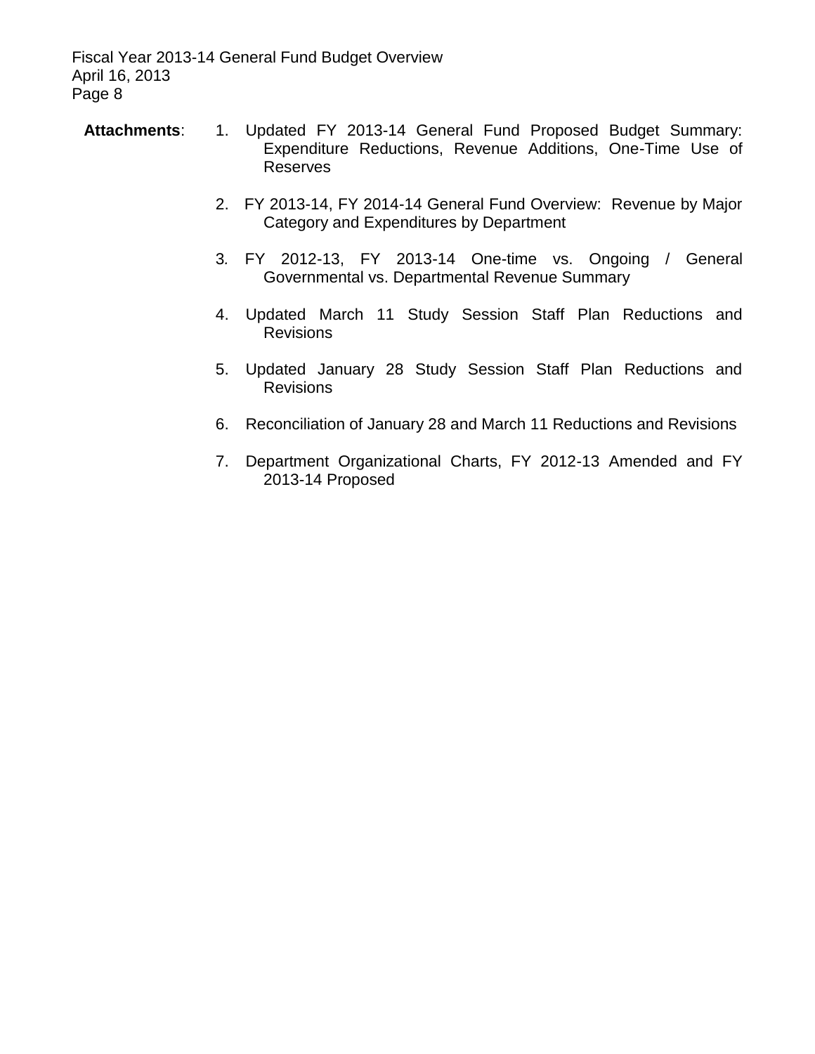**Attachments**:

1. Updated FY 2013-14 General Fund Proposed Budget Summary: Expenditure Reductions, Revenue Additions, One-Time Use of Reserves

2. FY 2013-14, FY 2014-14 General Fund Overview: Revenue by Major Category and Expenditures by Department

3. FY 2012-13, FY 2013-14 One-time vs. Ongoing / General Governmental vs. Departmental Revenue Summary

4. Updated March 11 Study Session Staff Plan Reductions and Revisions

5. Updated January 28 Study Session Staff Plan Reductions and Revisions

6. Reconciliation of January 28 and March 11 Reductions and Revisions

7. Department Organizational Charts, FY 2012-13 Amended and FY 2013-14 Proposed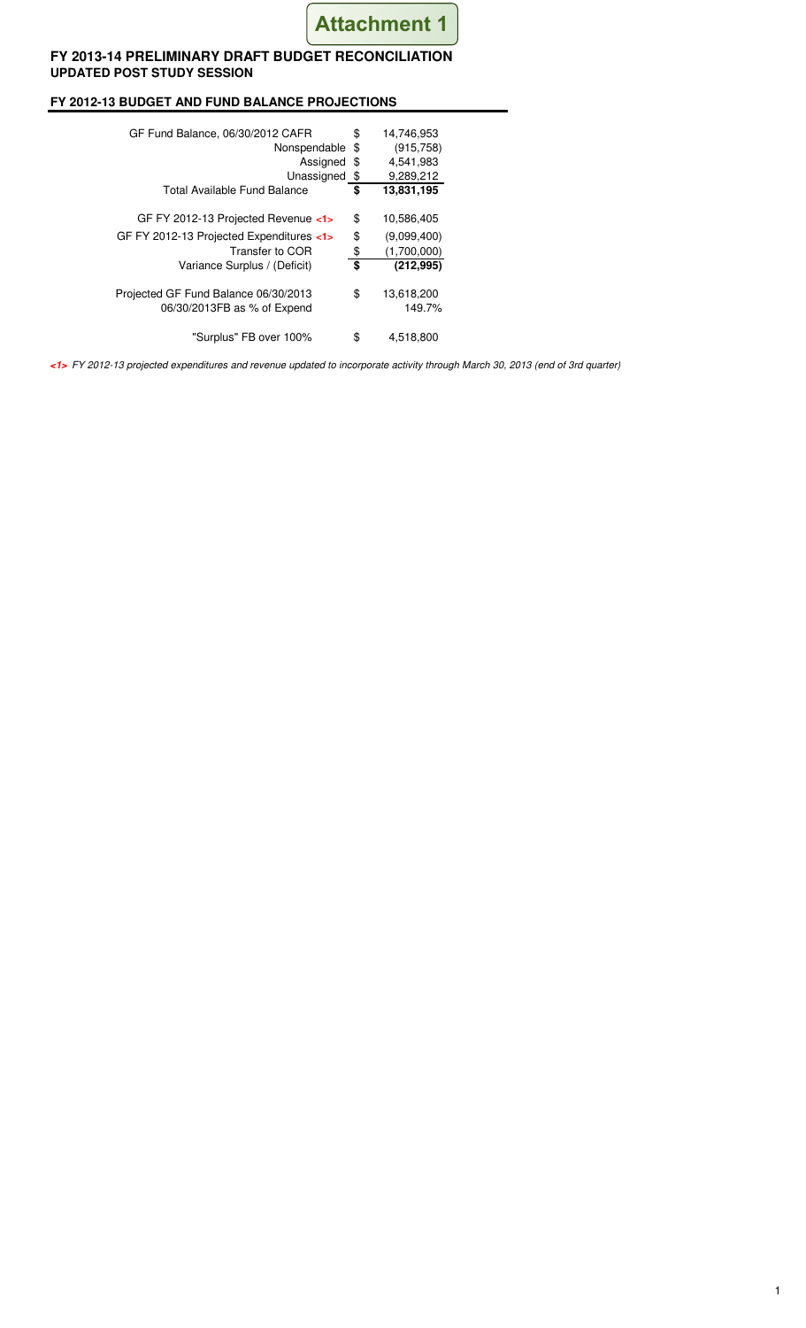Attachment 1

## FY 2013-14 PRELIMINARY DRAFT BUDGET RECONCILIATION
### UPDATED POST STUDY SESSION

### FY 2012-13 BUDGET AND FUND BALANCE PROJECTIONS

| | | |
|---|---|---|
| GF Fund Balance, 06/30/2012 CAFR | $ | 14,746,953 |
| Nonspendable | $ | (915,758) |
| Assigned | $ | 4,541,983 |
| Unassigned | $ | 9,289,212 |
| Total Available Fund Balance | **$** | **13,831,195** |
| GF FY 2012-13 Projected Revenue <1> | $ | 10,586,405 |
| GF FY 2012-13 Projected Expenditures <1> | $ | (9,099,400) |
| Transfer to COR | $ | (1,700,000) |
| Variance Surplus / (Deficit) | **$** | **(212,995)** |
| Projected GF Fund Balance 06/30/2013 | $ | 13,618,200 |
| 06/30/2013FB as % of Expend | | 149.7% |
| "Surplus" FB over 100% | $ | 4,518,800 |

*<1> FY 2012-13 projected expenditures and revenue updated to incorporate activity through March 30, 2013 (end of 3rd quarter)*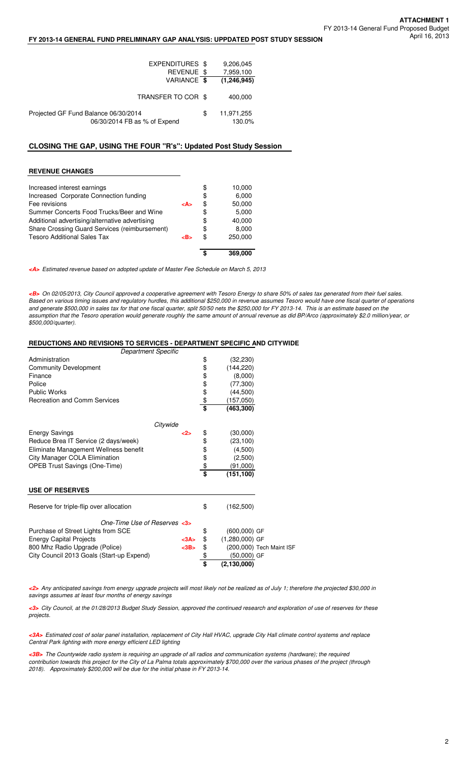**ATTACHMENT 1**
FY 2013-14 General Fund Proposed Budget
April 16, 2013

## FY 2013-14 GENERAL FUND PRELIMINARY GAP ANALYSIS: UPPDATED POST STUDY SESSION

| | | |
|---|---|---|
| EXPENDITURES | $ | 9,206,045 |
| REVENUE | $ | 7,959,100 |
| VARIANCE | $ | (1,246,945) |
| | | |
| TRANSFER TO COR | $ | 400,000 |
| | | |
| Projected GF Fund Balance 06/30/2014 | $ | 11,971,255 |
| 06/30/2014 FB as % of Expend | | 130.0% |

## CLOSING THE GAP, USING THE FOUR "R's": Updated Post Study Session

### REVENUE CHANGES

| | | | |
|---|---|---|---|
| Increased interest earnings | | $ | 10,000 |
| Increased Corporate Connection funding | | $ | 6,000 |
| Fee revisions | <A> | $ | 50,000 |
| Summer Concerts Food Trucks/Beer and Wine | | $ | 5,000 |
| Additional advertising/alternative advertising | | $ | 40,000 |
| Share Crossing Guard Services (reimbursement) | | $ | 8,000 |
| Tesoro Additional Sales Tax | <B> | $ | 250,000 |
| | | **$** | **369,000** |

*<A> Estimated revenue based on adopted update of Master Fee Schedule on March 5, 2013*

*<B> On 02/05/2013, City Council approved a cooperative agreement with Tesoro Energy to share 50% of sales tax generated from their fuel sales. Based on various timing issues and regulatory hurdles, this additional $250,000 in revenue assumes Tesoro would have one fiscal quarter of operations and generate $500,000 in sales tax for that one fiscal quarter, split 50/50 nets the $250,000 for FY 2013-14. This is an estimate based on the assumption that the Tesoro operation would generate roughly the same amount of annual revenue as did BP/Arco (approximately $2.0 million/year, or $500,000/quarter).*

### REDUCTIONS AND REVISIONS TO SERVICES - DEPARTMENT SPECIFIC AND CITYWIDE

| | | | | |
|---|---|---|---|---|
| *Department Specific* | | | | |
| Administration | | $ | (32,230) | |
| Community Development | | $ | (144,220) | |
| Finance | | $ | (8,000) | |
| Police | | $ | (77,300) | |
| Public Works | | $ | (44,500) | |
| Recreation and Comm Services | | $ | (157,050) | |
| | | **$** | **(463,300)** | |
| *Citywide* | | | | |
| Energy Savings | <2> | $ | (30,000) | |
| Reduce Brea IT Service (2 days/week) | | $ | (23,100) | |
| Eliminate Management Wellness benefit | | $ | (4,500) | |
| City Manager COLA Elimination | | $ | (2,500) | |
| OPEB Trust Savings (One-Time) | | $ | (91,000) | |
| | | **$** | **(151,100)** | |

### USE OF RESERVES

| | | | | |
|---|---|---|---|---|
| Reserve for triple-flip over allocation | | $ | (162,500) | |
| *One-Time Use of Reserves <3>* | | | | |
| Purchase of Street Lights from SCE | | $ | (600,000) | GF |
| Energy Capital Projects | <3A> | $ | (1,280,000) | GF |
| 800 Mhz Radio Upgrade (Police) | <3B> | $ | (200,000) | Tech Maint ISF |
| City Council 2013 Goals (Start-up Expend) | | $ | (50,000) | GF |
| | | **$** | **(2,130,000)** | |

*<2> Any anticipated savings from energy upgrade projects will most likely not be realized as of July 1; therefore the projected $30,000 in savings assumes at least four months of energy savings*

*<3> City Council, at the 01/28/2013 Budget Study Session, approved the continued research and exploration of use of reserves for these projects.*

*<3A> Estimated cost of solar panel installation, replacement of City Hall HVAC, upgrade City Hall climate control systems and replace Central Park lighting with more energy efficient LED lighting*

*<3B> The Countywide radio system is requiring an upgrade of all radios and communication systems (hardware); the required contribution towards this project for the City of La Palma totals approximately $700,000 over the various phases of the project (through 2018). Approximately $200,000 will be due for the initial phase in FY 2013-14.*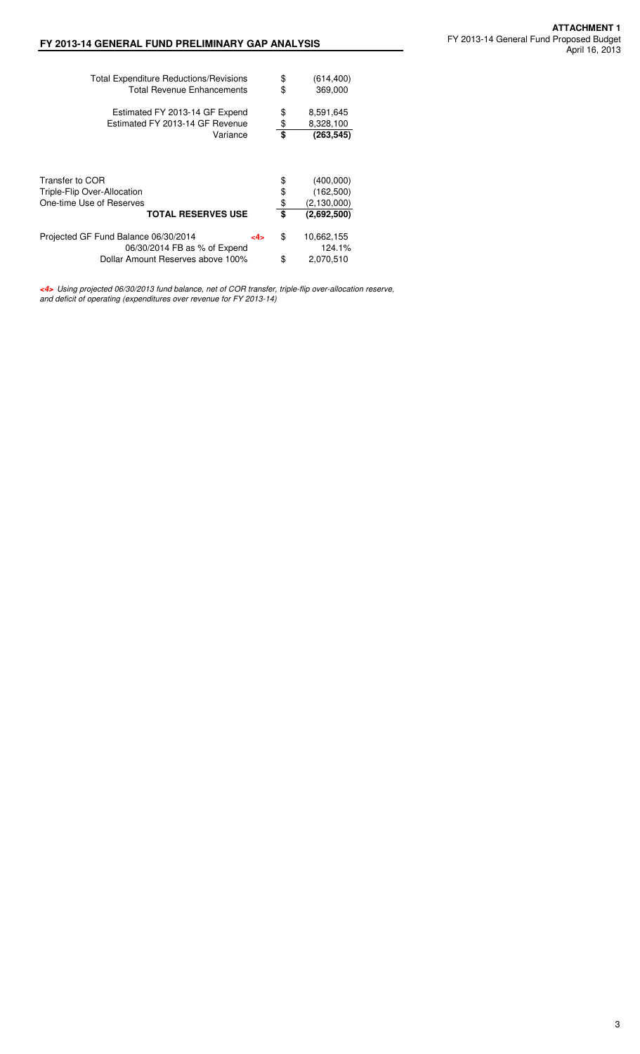**ATTACHMENT 1**
FY 2013-14 General Fund Proposed Budget
April 16, 2013

## FY 2013-14 GENERAL FUND PRELIMINARY GAP ANALYSIS

| | | |
|---|---|---|
| Total Expenditure Reductions/Revisions | $ | (614,400) |
| Total Revenue Enhancements | $ | 369,000 |
| | | |
| Estimated FY 2013-14 GF Expend | $ | 8,591,645 |
| Estimated FY 2013-14 GF Revenue | $ | 8,328,100 |
| Variance | **$** | **(263,545)** |

| | | |
|---|---|---|
| Transfer to COR | $ | (400,000) |
| Triple-Flip Over-Allocation | $ | (162,500) |
| One-time Use of Reserves | $ | (2,130,000) |
| **TOTAL RESERVES USE** | **$** | **(2,692,500)** |
| | | |
| Projected GF Fund Balance 06/30/2014 <4> | $ | 10,662,155 |
| 06/30/2014 FB as % of Expend | | 124.1% |
| Dollar Amount Reserves above 100% | $ | 2,070,510 |

*<4> Using projected 06/30/2013 fund balance, net of COR transfer, triple-flip over-allocation reserve, and deficit of operating (expenditures over revenue for FY 2013-14)*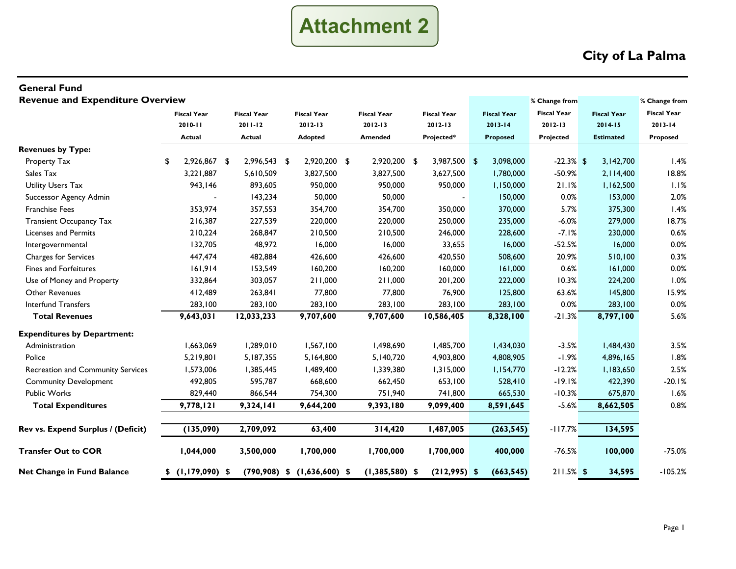# Attachment 2

## City of La Palma

### General Fund
### Revenue and Expenditure Overview

| | Fiscal Year 2010-11 Actual | Fiscal Year 2011-12 Actual | Fiscal Year 2012-13 Adopted | Fiscal Year 2012-13 Amended | Fiscal Year 2012-13 Projected* | Fiscal Year 2013-14 Proposed | % Change from Fiscal Year 2012-13 Projected | Fiscal Year 2014-15 Estimated | % Change from Fiscal Year 2013-14 Proposed |
|---|---|---|---|---|---|---|---|---|---|
| **Revenues by Type:** | | | | | | | | | |
| Property Tax | $ 2,926,867 | $ 2,996,543 | $ 2,920,200 | $ 2,920,200 | $ 3,987,500 | $ 3,098,000 | -22.3% | $ 3,142,700 | 1.4% |
| Sales Tax | 3,221,887 | 5,610,509 | 3,827,500 | 3,827,500 | 3,627,500 | 1,780,000 | -50.9% | 2,114,400 | 18.8% |
| Utility Users Tax | 943,146 | 893,605 | 950,000 | 950,000 | 950,000 | 1,150,000 | 21.1% | 1,162,500 | 1.1% |
| Successor Agency Admin | - | 143,234 | 50,000 | 50,000 | - | 150,000 | 0.0% | 153,000 | 2.0% |
| Franchise Fees | 353,974 | 357,553 | 354,700 | 354,700 | 350,000 | 370,000 | 5.7% | 375,300 | 1.4% |
| Transient Occupancy Tax | 216,387 | 227,539 | 220,000 | 220,000 | 250,000 | 235,000 | -6.0% | 279,000 | 18.7% |
| Licenses and Permits | 210,224 | 268,847 | 210,500 | 210,500 | 246,000 | 228,600 | -7.1% | 230,000 | 0.6% |
| Intergovernmental | 132,705 | 48,972 | 16,000 | 16,000 | 33,655 | 16,000 | -52.5% | 16,000 | 0.0% |
| Charges for Services | 447,474 | 482,884 | 426,600 | 426,600 | 420,550 | 508,600 | 20.9% | 510,100 | 0.3% |
| Fines and Forfeitures | 161,914 | 153,549 | 160,200 | 160,200 | 160,000 | 161,000 | 0.6% | 161,000 | 0.0% |
| Use of Money and Property | 332,864 | 303,057 | 211,000 | 211,000 | 201,200 | 222,000 | 10.3% | 224,200 | 1.0% |
| Other Revenues | 412,489 | 263,841 | 77,800 | 77,800 | 76,900 | 125,800 | 63.6% | 145,800 | 15.9% |
| Interfund Transfers | 283,100 | 283,100 | 283,100 | 283,100 | 283,100 | 283,100 | 0.0% | 283,100 | 0.0% |
| **Total Revenues** | **9,643,031** | **12,033,233** | **9,707,600** | **9,707,600** | **10,586,405** | **8,328,100** | -21.3% | **8,797,100** | 5.6% |
| **Expenditures by Department:** | | | | | | | | | |
| Administration | 1,663,069 | 1,289,010 | 1,567,100 | 1,498,690 | 1,485,700 | 1,434,030 | -3.5% | 1,484,430 | 3.5% |
| Police | 5,219,801 | 5,187,355 | 5,164,800 | 5,140,720 | 4,903,800 | 4,808,905 | -1.9% | 4,896,165 | 1.8% |
| Recreation and Community Services | 1,573,006 | 1,385,445 | 1,489,400 | 1,339,380 | 1,315,000 | 1,154,770 | -12.2% | 1,183,650 | 2.5% |
| Community Development | 492,805 | 595,787 | 668,600 | 662,450 | 653,100 | 528,410 | -19.1% | 422,390 | -20.1% |
| Public Works | 829,440 | 866,544 | 754,300 | 751,940 | 741,800 | 665,530 | -10.3% | 675,870 | 1.6% |
| **Total Expenditures** | **9,778,121** | **9,324,141** | **9,644,200** | **9,393,180** | **9,099,400** | **8,591,645** | -5.6% | **8,662,505** | 0.8% |
| **Rev vs. Expend Surplus / (Deficit)** | **(135,090)** | **2,709,092** | **63,400** | **314,420** | **1,487,005** | **(263,545)** | -117.7% | **134,595** | |
| **Transfer Out to COR** | **1,044,000** | **3,500,000** | **1,700,000** | **1,700,000** | **1,700,000** | **400,000** | -76.5% | **100,000** | -75.0% |
| **Net Change in Fund Balance** | **$ (1,179,090)** | **$ (790,908)** | **$ (1,636,600)** | **$ (1,385,580)** | **$ (212,995)** | **$ (663,545)** | 211.5% | **$ 34,595** | -105.2% |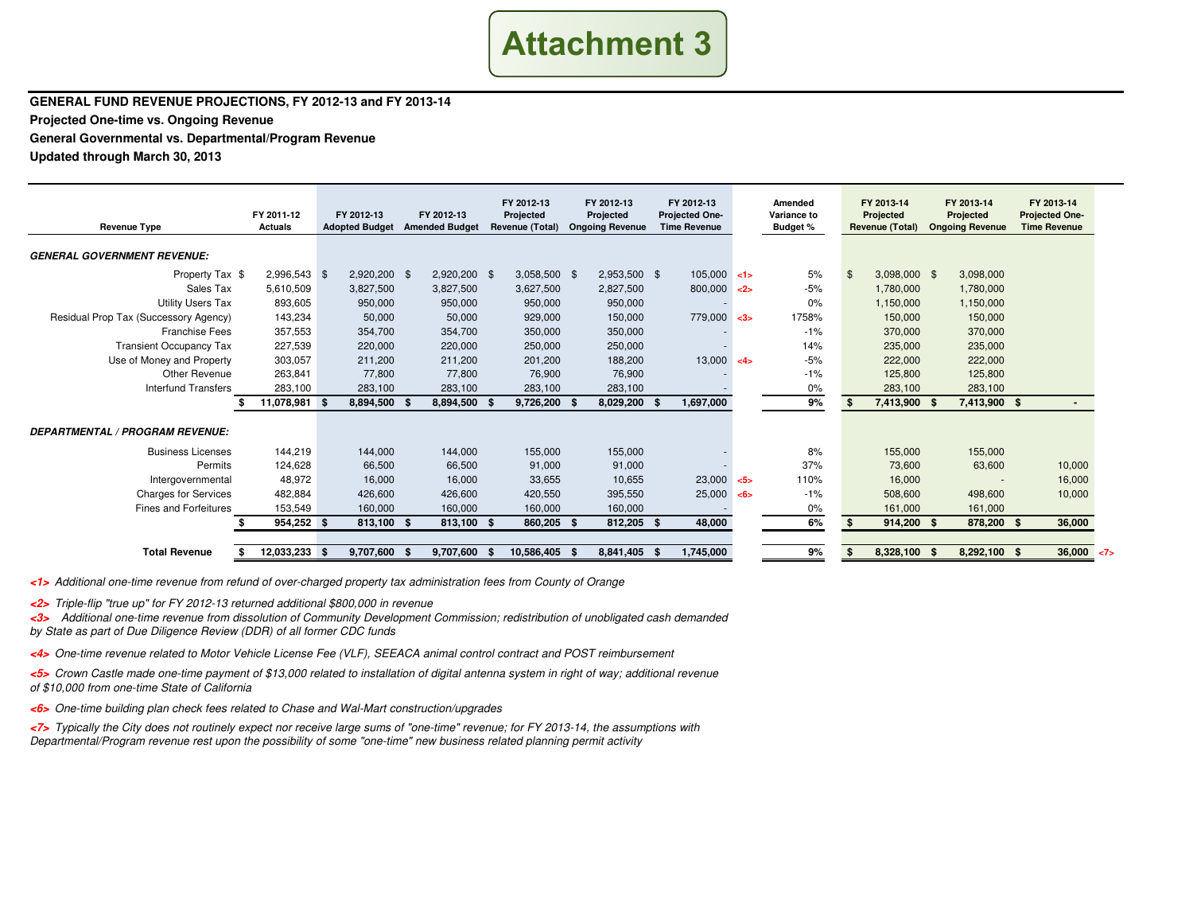# Attachment 3

**GENERAL FUND REVENUE PROJECTIONS, FY 2012-13 and FY 2013-14**

**Projected One-time vs. Ongoing Revenue**

**General Governmental vs. Departmental/Program Revenue**

**Updated through March 30, 2013**

| Revenue Type | FY 2011-12 Actuals | FY 2012-13 Adopted Budget | FY 2012-13 Amended Budget | FY 2012-13 Projected Revenue (Total) | FY 2012-13 Projected Ongoing Revenue | FY 2012-13 Projected One-Time Revenue | | Amended Variance to Budget % | FY 2013-14 Projected Revenue (Total) | FY 2013-14 Projected Ongoing Revenue | FY 2013-14 Projected One-Time Revenue |
|---|---|---|---|---|---|---|---|---|---|---|---|
| ***GENERAL GOVERNMENT REVENUE:*** | | | | | | | | | | | |
| Property Tax | $ 2,996,543 | $ 2,920,200 | $ 2,920,200 | $ 3,058,500 | $ 2,953,500 | $ 105,000 | <1> | 5% | $ 3,098,000 | $ 3,098,000 | |
| Sales Tax | 5,610,509 | 3,827,500 | 3,827,500 | 3,627,500 | 2,827,500 | 800,000 | <2> | -5% | 1,780,000 | 1,780,000 | |
| Utility Users Tax | 893,605 | 950,000 | 950,000 | 950,000 | 950,000 | - | | 0% | 1,150,000 | 1,150,000 | |
| Residual Prop Tax (Successory Agency) | 143,234 | 50,000 | 50,000 | 929,000 | 150,000 | 779,000 | <3> | 1758% | 150,000 | 150,000 | |
| Franchise Fees | 357,553 | 354,700 | 354,700 | 350,000 | 350,000 | - | | -1% | 370,000 | 370,000 | |
| Transient Occupancy Tax | 227,539 | 220,000 | 220,000 | 250,000 | 250,000 | - | | 14% | 235,000 | 235,000 | |
| Use of Money and Property | 303,057 | 211,200 | 211,200 | 201,200 | 188,200 | 13,000 | <4> | -5% | 222,000 | 222,000 | |
| Other Revenue | 263,841 | 77,800 | 77,800 | 76,900 | 76,900 | - | | -1% | 125,800 | 125,800 | |
| Interfund Transfers | 283,100 | 283,100 | 283,100 | 283,100 | 283,100 | - | | 0% | 283,100 | 283,100 | |
| | **$ 11,078,981** | **$ 8,894,500** | **$ 8,894,500** | **$ 9,726,200** | **$ 8,029,200** | **$ 1,697,000** | | **9%** | **$ 7,413,900** | **$ 7,413,900** | **$ -** |
| ***DEPARTMENTAL / PROGRAM REVENUE:*** | | | | | | | | | | | |
| Business Licenses | 144,219 | 144,000 | 144,000 | 155,000 | 155,000 | - | | 8% | 155,000 | 155,000 | |
| Permits | 124,628 | 66,500 | 66,500 | 91,000 | 91,000 | - | | 37% | 73,600 | 63,600 | 10,000 |
| Intergovernmental | 48,972 | 16,000 | 16,000 | 33,655 | 10,655 | 23,000 | <5> | 110% | 16,000 | - | 16,000 |
| Charges for Services | 482,884 | 426,600 | 426,600 | 420,550 | 395,550 | 25,000 | <6> | -1% | 508,600 | 498,600 | 10,000 |
| Fines and Forfeitures | 153,549 | 160,000 | 160,000 | 160,000 | 160,000 | - | | 0% | 161,000 | 161,000 | |
| | **$ 954,252** | **$ 813,100** | **$ 813,100** | **$ 860,205** | **$ 812,205** | **$ 48,000** | | **6%** | **$ 914,200** | **$ 878,200** | **$ 36,000** |
| **Total Revenue** | **$ 12,033,233** | **$ 9,707,600** | **$ 9,707,600** | **$ 10,586,405** | **$ 8,841,405** | **$ 1,745,000** | | **9%** | **$ 8,328,100** | **$ 8,292,100** | **$ 36,000** <7> |

*<1> Additional one-time revenue from refund of over-charged property tax administration fees from County of Orange*

*<2> Triple-flip "true up" for FY 2012-13 returned additional $800,000 in revenue*

*<3> Additional one-time revenue from dissolution of Community Development Commission; redistribution of unobligated cash demanded by State as part of Due Diligence Review (DDR) of all former CDC funds*

*<4> One-time revenue related to Motor Vehicle License Fee (VLF), SEEACA animal control contract and POST reimbursement*

*<5> Crown Castle made one-time payment of $13,000 related to installation of digital antenna system in right of way; additional revenue of $10,000 from one-time State of California*

*<6> One-time building plan check fees related to Chase and Wal-Mart construction/upgrades*

*<7> Typically the City does not routinely expect nor receive large sums of "one-time" revenue; for FY 2013-14, the assumptions with Departmental/Program revenue rest upon the possibility of some "one-time" new business related planning permit activity*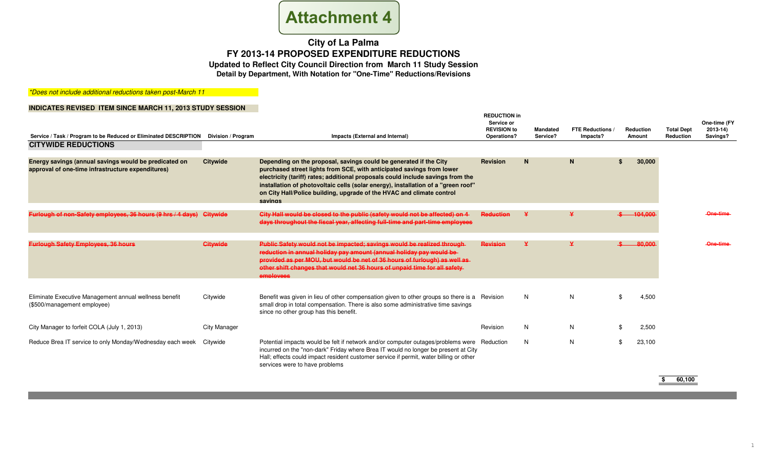# Attachment 4

## City of La Palma
## FY 2013-14 PROPOSED EXPENDITURE REDUCTIONS
### Updated to Reflect City Council Direction from March 11 Study Session
### Detail by Department, With Notation for "One-Time" Reductions/Revisions

*\*Does not include additional reductions taken post-March 11*

**INDICATES REVISED ITEM SINCE MARCH 11, 2013 STUDY SESSION**

| Service / Task / Program to be Reduced or Eliminated DESCRIPTION | Division / Program | Impacts (External and Internal) | REDUCTION in Service or REVISION to Operations? | Mandated Service? | FTE Reductions / Impacts? | Reduction Amount | Total Dept Reduction | One-time (FY 2013-14) Savings? |
|---|---|---|---|---|---|---|---|---|
| **CITYWIDE REDUCTIONS** | | | | | | | | |
| **Energy savings (annual savings would be predicated on approval of one-time infrastructure expenditures)** | **Citywide** | **Depending on the proposal, savings could be generated if the City purchased street lights from SCE, with anticipated savings from lower electricity (tariff) rates; additional proposals could include savings from the installation of photovoltaic cells (solar energy), installation of a "green roof" on City Hall/Police building, upgrade of the HVAC and climate control savings** | **Revision** | **N** | **N** | **$ 30,000** | | |
| ~~Furlough of non-Safety employees, 36 hours (9 hrs / 4 days)~~ | ~~Citywide~~ | ~~City Hall would be closed to the public (safety would not be affected) on 4 days throughout the fiscal year, affecting full-time and part-time employees~~ | ~~Reduction~~ | ~~Y~~ | ~~Y~~ | ~~$ 104,000~~ | | ~~One-time~~ |
| ~~Furlough Safety Employees, 36 hours~~ | ~~Citywide~~ | ~~Public Safety would not be impacted; savings would be realized through reduction in annual holiday pay amount (annual holiday pay would be provided as per MOU, but would be net of 36 hours of furlough) as well as other shift changes that would net 36 hours of unpaid time for all safety employees~~ | ~~Revision~~ | ~~Y~~ | ~~Y~~ | ~~$ 80,000~~ | | ~~One-time~~ |
| Eliminate Executive Management annual wellness benefit ($500/management employee) | Citywide | Benefit was given in lieu of other compensation given to other groups so there is a small drop in total compensation. There is also some administrative time savings since no other group has this benefit. | Revision | N | N | $ 4,500 | | |
| City Manager to forfeit COLA (July 1, 2013) | City Manager | | Revision | N | N | $ 2,500 | | |
| Reduce Brea IT service to only Monday/Wednesday each week | Citywide | Potential impacts would be felt if network and/or computer outages/problems were incurred on the "non-dark" Friday where Brea IT would no longer be present at City Hall; effects could impact resident customer service if permit, water billing or other services were to have problems | Reduction | N | N | $ 23,100 | | |
| | | | | | | | **$ 60,100** | |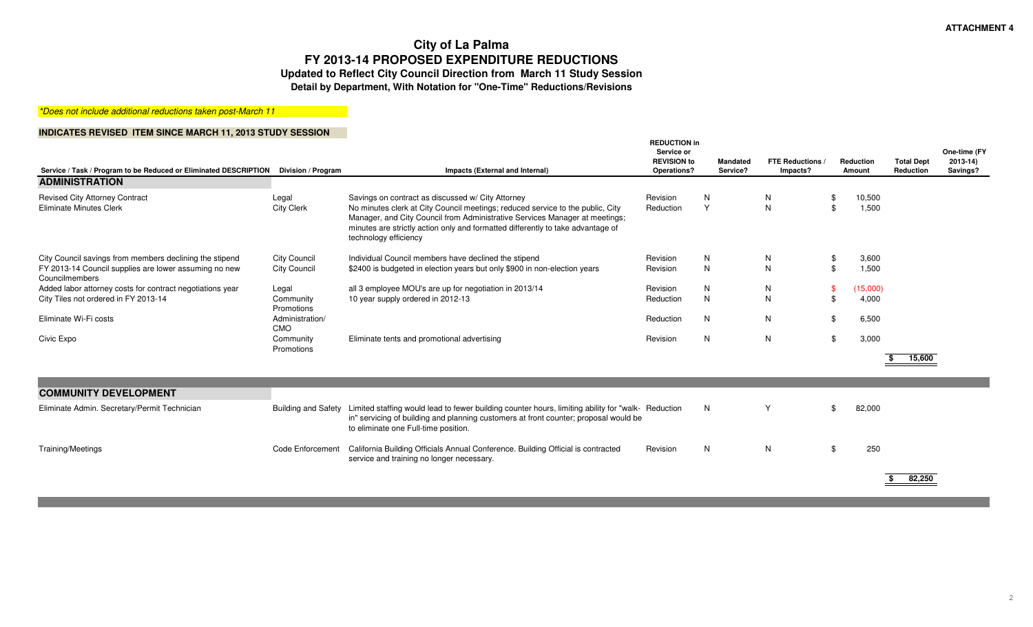ATTACHMENT 4

# City of La Palma
## FY 2013-14 PROPOSED EXPENDITURE REDUCTIONS
### Updated to Reflect City Council Direction from March 11 Study Session
### Detail by Department, With Notation for "One-Time" Reductions/Revisions

*\*Does not include additional reductions taken post-March 11*

**INDICATES REVISED ITEM SINCE MARCH 11, 2013 STUDY SESSION**

| Service / Task / Program to be Reduced or Eliminated DESCRIPTION | Division / Program | Impacts (External and Internal) | REDUCTION in Service or REVISION to Operations? | Mandated Service? | FTE Reductions / Impacts? | Reduction Amount | Total Dept Reduction | One-time (FY 2013-14) Savings? |
|---|---|---|---|---|---|---|---|---|
| **ADMINISTRATION** | | | | | | | | |
| Revised City Attorney Contract | Legal | Savings on contract as discussed w/ City Attorney | Revision | N | N | $ 10,500 | | |
| Eliminate Minutes Clerk | City Clerk | No minutes clerk at City Council meetings; reduced service to the public, City Manager, and City Council from Administrative Services Manager at meetings; minutes are strictly action only and formatted differently to take advantage of technology efficiency | Reduction | Y | N | $ 1,500 | | |
| City Council savings from members declining the stipend | City Council | Individual Council members have declined the stipend | Revision | N | N | $ 3,600 | | |
| FY 2013-14 Council supplies are lower assuming no new Councilmembers | City Council | $2400 is budgeted in election years but only $900 in non-election years | Revision | N | N | $ 1,500 | | |
| Added labor attorney costs for contract negotiations year | Legal | all 3 employee MOU's are up for negotiation in 2013/14 | Revision | N | N | $ (15,000) | | |
| City Tiles not ordered in FY 2013-14 | Community Promotions | 10 year supply ordered in 2012-13 | Reduction | N | N | $ 4,000 | | |
| Eliminate Wi-Fi costs | Administration/ CMO | | Reduction | N | N | $ 6,500 | | |
| Civic Expo | Community Promotions | Eliminate tents and promotional advertising | Revision | N | N | $ 3,000 | | |
| | | | | | | | $ 15,600 | |
| **COMMUNITY DEVELOPMENT** | | | | | | | | |
| Eliminate Admin. Secretary/Permit Technician | Building and Safety | Limited staffing would lead to fewer building counter hours, limiting ability for "walk-in" servicing of building and planning customers at front counter; proposal would be to eliminate one Full-time position. | Reduction | N | Y | $ 82,000 | | |
| Training/Meetings | Code Enforcement | California Building Officials Annual Conference. Building Official is contracted service and training no longer necessary. | Revision | N | N | $ 250 | | |
| | | | | | | | $ 82,250 | |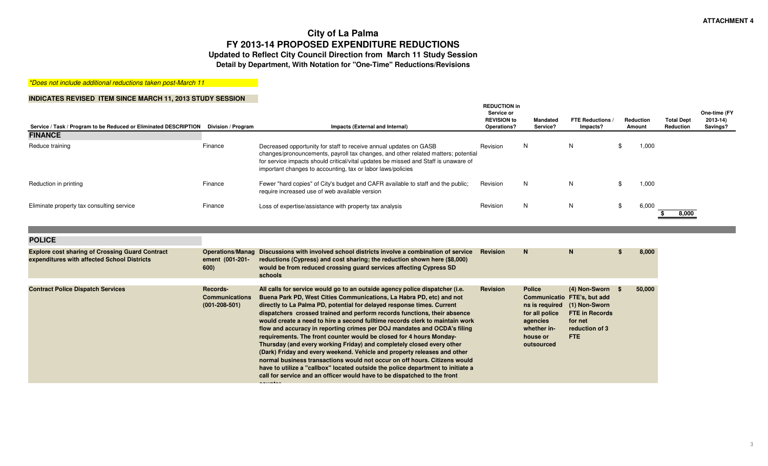ATTACHMENT 4

# City of La Palma
## FY 2013-14 PROPOSED EXPENDITURE REDUCTIONS
### Updated to Reflect City Council Direction from March 11 Study Session
### Detail by Department, With Notation for "One-Time" Reductions/Revisions

*\*Does not include additional reductions taken post-March 11*

**INDICATES REVISED ITEM SINCE MARCH 11, 2013 STUDY SESSION**

| Service / Task / Program to be Reduced or Eliminated DESCRIPTION | Division / Program | Impacts (External and Internal) | REDUCTION in Service or REVISION to Operations? | Mandated Service? | FTE Reductions / Impacts? | Reduction Amount | Total Dept Reduction | One-time (FY 2013-14) Savings? |
|---|---|---|---|---|---|---|---|---|
| **FINANCE** | | | | | | | | |
| Reduce training | Finance | Decreased opportunity for staff to receive annual updates on GASB changes/pronouncements, payroll tax changes, and other related matters; potential for service impacts should critical/vital updates be missed and Staff is unaware of important changes to accounting, tax or labor laws/policies | Revision | N | N | $ 1,000 | | |
| Reduction in printing | Finance | Fewer "hard copies" of City's budget and CAFR available to staff and the public; require increased use of web available version | Revision | N | N | $ 1,000 | | |
| Eliminate property tax consulting service | Finance | Loss of expertise/assistance with property tax analysis | Revision | N | N | $ 6,000 | $ 8,000 | |
| **POLICE** | | | | | | | | |
| **Explore cost sharing of Crossing Guard Contract expenditures with affected School Districts** | **Operations/Management (001-201-600)** | **Discussions with involved school districts involve a combination of service reductions (Cypress) and cost sharing; the reduction shown here ($8,000) would be from reduced crossing guard services affecting Cypress SD schools** | **Revision** | **N** | **N** | **$ 8,000** | | |
| **Contract Police Dispatch Services** | **Records-Communications (001-208-501)** | **All calls for service would go to an outside agency police dispatcher (i.e. Buena Park PD, West Cities Communications, La Habra PD, etc) and not directly to La Palma PD, potential for delayed response times. Current dispatchers crossed trained and perform records functions, their absence would create a need to hire a second fulltime records clerk to maintain work flow and accuracy in reporting crimes per DOJ mandates and OCDA's filing requirements. The front counter would be closed for 4 hours Monday-Thursday (and every working Friday) and completely closed every other (Dark) Friday and every weekend. Vehicle and property releases and other normal business transactions would not occur on off hours. Citizens would have to utilize a "callbox" located outside the police department to initiate a call for service and an officer would have to be dispatched to the front counter** | **Revision** | **Police Communications is required for all police agencies whether in-house or outsourced** | **(4) Non-Sworn FTE's, but add (1) Non-Sworn FTE in Records for net reduction of 3 FTE** | **$ 50,000** | | |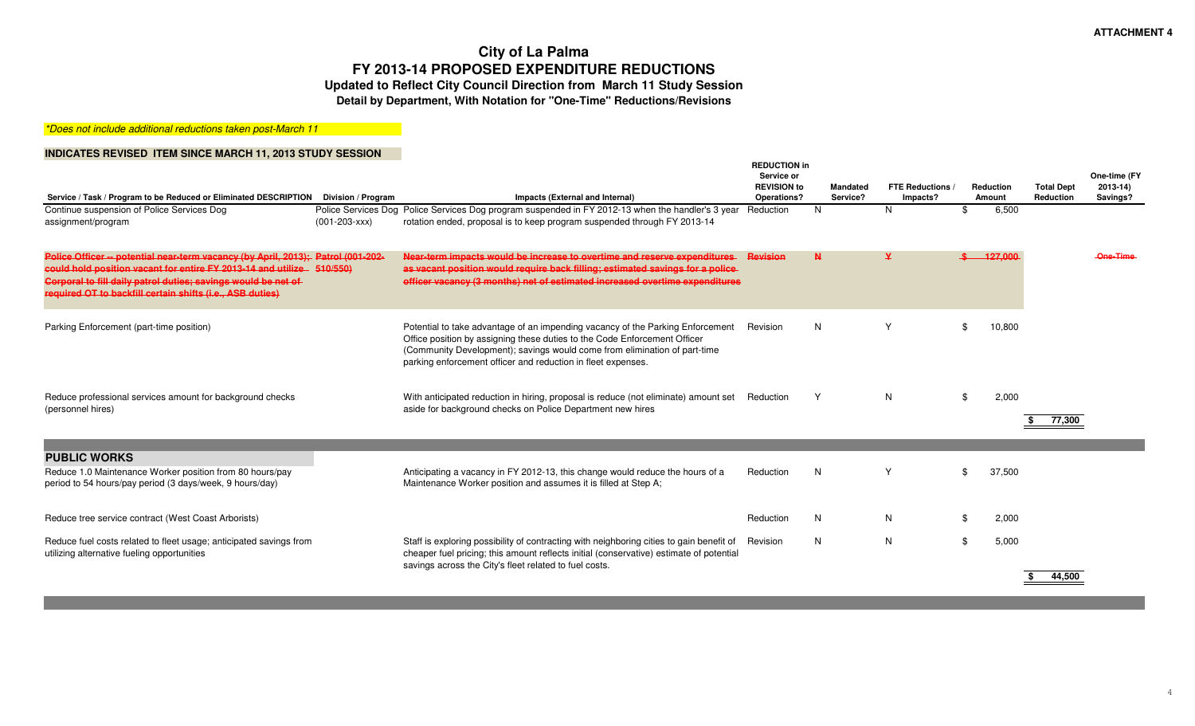ATTACHMENT 4

# City of La Palma
## FY 2013-14 PROPOSED EXPENDITURE REDUCTIONS
### Updated to Reflect City Council Direction from March 11 Study Session
### Detail by Department, With Notation for "One-Time" Reductions/Revisions

*\*Does not include additional reductions taken post-March 11*

**INDICATES REVISED ITEM SINCE MARCH 11, 2013 STUDY SESSION**

| Service / Task / Program to be Reduced or Eliminated DESCRIPTION | Division / Program | Impacts (External and Internal) | REDUCTION in Service or REVISION to Operations? | Mandated Service? | FTE Reductions / Impacts? | Reduction Amount | Total Dept Reduction | One-time (FY 2013-14) Savings? |
|---|---|---|---|---|---|---|---|---|
| Continue suspension of Police Services Dog assignment/program | Police Services Dog (001-203-xxx) | Police Services Dog program suspended in FY 2012-13 when the handler's 3 year rotation ended, proposal is to keep program suspended through FY 2013-14 | Reduction | N | N | $ 6,500 | | |
| ~~Police Officer -- potential near-term vacancy (by April, 2013); could hold position vacant for entire FY 2013-14 and utilize Corporal to fill daily patrol duties; savings would be net of required OT to backfill certain shifts (i.e., ASB duties)~~ | ~~Patrol (001-202-510/550)~~ | ~~Near-term impacts would be increase to overtime and reserve expenditures as vacant position would require back filling; estimated savings for a police officer vacancy (3 months) net of estimated increased overtime expenditures~~ | ~~Revision~~ | ~~N~~ | ~~Y~~ | ~~$ 127,000~~ | | ~~One-Time~~ |
| Parking Enforcement (part-time position) | | Potential to take advantage of an impending vacancy of the Parking Enforcement Office position by assigning these duties to the Code Enforcement Officer (Community Development); savings would come from elimination of part-time parking enforcement officer and reduction in fleet expenses. | Revision | N | Y | $ 10,800 | | |
| Reduce professional services amount for background checks (personnel hires) | | With anticipated reduction in hiring, proposal is reduce (not eliminate) amount set aside for background checks on Police Department new hires | Reduction | Y | N | $ 2,000 | $ 77,300 | |
| **PUBLIC WORKS** | | | | | | | | |
| Reduce 1.0 Maintenance Worker position from 80 hours/pay period to 54 hours/pay period (3 days/week, 9 hours/day) | | Anticipating a vacancy in FY 2012-13, this change would reduce the hours of a Maintenance Worker position and assumes it is filled at Step A; | Reduction | N | Y | $ 37,500 | | |
| Reduce tree service contract (West Coast Arborists) | | | Reduction | N | N | $ 2,000 | | |
| Reduce fuel costs related to fleet usage; anticipated savings from utilizing alternative fueling opportunities | | Staff is exploring possibility of contracting with neighboring cities to gain benefit of cheaper fuel pricing; this amount reflects initial (conservative) estimate of potential savings across the City's fleet related to fuel costs. | Revision | N | N | $ 5,000 | $ 44,500 | |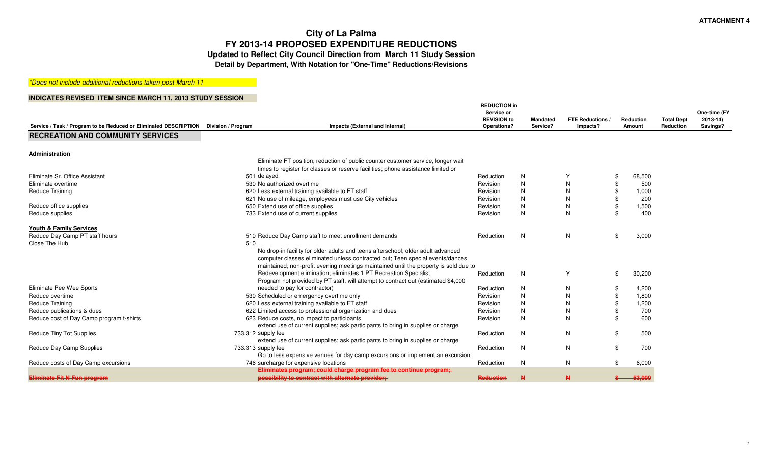ATTACHMENT 4

# City of La Palma
## FY 2013-14 PROPOSED EXPENDITURE REDUCTIONS
### Updated to Reflect City Council Direction from March 11 Study Session
### Detail by Department, With Notation for "One-Time" Reductions/Revisions

*\*Does not include additional reductions taken post-March 11*

**INDICATES REVISED ITEM SINCE MARCH 11, 2013 STUDY SESSION**

| Service / Task / Program to be Reduced or Eliminated DESCRIPTION | Division / Program | Impacts (External and Internal) | REDUCTION in Service or REVISION to Operations? | Mandated Service? | FTE Reductions / Impacts? | Reduction Amount | Total Dept Reduction | One-time (FY 2013-14) Savings? |
|---|---|---|---|---|---|---|---|---|
| **RECREATION AND COMMUNITY SERVICES** | | | | | | | | |
| **Administration** | | | | | | | | |
| Eliminate Sr. Office Assistant | 501 | Eliminate FT position; reduction of public counter customer service, longer wait times to register for classes or reserve facilities; phone assistance limited or delayed | Reduction | N | Y | $ 68,500 | | |
| Eliminate overtime | 530 | No authorized overtime | Revision | N | N | $ 500 | | |
| Reduce Training | 620 | Less external training available to FT staff | Revision | N | N | $ 1,000 | | |
| | 621 | No use of mileage, employees must use City vehicles | Revision | N | N | $ 200 | | |
| Reduce office supplies | 650 | Extend use of office supplies | Revision | N | N | $ 1,500 | | |
| Reduce supplies | 733 | Extend use of current supplies | Revision | N | N | $ 400 | | |
| **Youth & Family Services** | | | | | | | | |
| Reduce Day Camp PT staff hours | 510 | Reduce Day Camp staff to meet enrollment demands | Reduction | N | N | $ 3,000 | | |
| Close The Hub | 510 | No drop-in facility for older adults and teens afterschool; older adult advanced computer classes eliminated unless contracted out; Teen special events/dances maintained; non-profit evening meetings maintained until the property is sold due to Redevelopment elimination; eliminates 1 PT Recreation Specialist | Reduction | N | Y | $ 30,200 | | |
| Eliminate Pee Wee Sports | | Program not provided by PT staff, will attempt to contract out (estimated $4,000 needed to pay for contractor) | Reduction | N | N | $ 4,200 | | |
| Reduce overtime | 530 | Scheduled or emergency overtime only | Revision | N | N | $ 1,800 | | |
| Reduce Training | 620 | Less external training available to FT staff | Revision | N | N | $ 1,200 | | |
| Reduce publications & dues | 622 | Limited access to professional organization and dues | Revision | N | N | $ 700 | | |
| Reduce cost of Day Camp program t-shirts | 623 | Reduce costs, no impact to participants | Revision | N | N | $ 600 | | |
| Reduce Tiny Tot Supplies | 733.312 | extend use of current supplies; ask participants to bring in supplies or charge supply fee | Reduction | N | N | $ 500 | | |
| Reduce Day Camp Supplies | 733.313 | extend use of current supplies; ask participants to bring in supplies or charge supply fee | Reduction | N | N | $ 700 | | |
| Reduce costs of Day Camp excursions | 746 | Go to less expensive venues for day camp excursions or implement an excursion surcharge for expensive locations | Reduction | N | N | $ 6,000 | | |
| ~~Eliminate Fit N Fun program~~ | | ~~Eliminates program; could charge program fee to continue program; possibility to contract with alternate provider;~~ | ~~Reduction~~ | ~~N~~ | ~~N~~ | ~~$ 53,000~~ | | |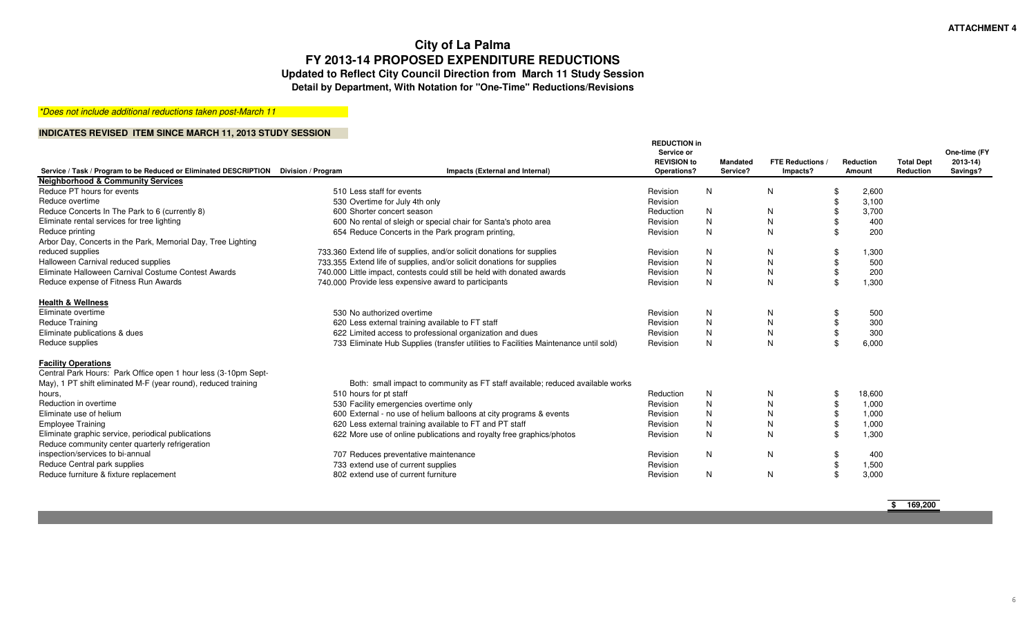ATTACHMENT 4

# City of La Palma
## FY 2013-14 PROPOSED EXPENDITURE REDUCTIONS
### Updated to Reflect City Council Direction from March 11 Study Session
### Detail by Department, With Notation for "One-Time" Reductions/Revisions

*\*Does not include additional reductions taken post-March 11*

**INDICATES REVISED ITEM SINCE MARCH 11, 2013 STUDY SESSION**

| Service / Task / Program to be Reduced or Eliminated DESCRIPTION | Division / Program | Impacts (External and Internal) | REDUCTION in Service or REVISION to Operations? | Mandated Service? | FTE Reductions / Impacts? | Reduction Amount | Total Dept Reduction | One-time (FY 2013-14) Savings? |
|---|---|---|---|---|---|---|---|---|
| **Neighborhood & Community Services** | | | | | | | | |
| Reduce PT hours for events | 510 | Less staff for events | Revision | N | N | $ 2,600 | | |
| Reduce overtime | 530 | Overtime for July 4th only | Revision | | | $ 3,100 | | |
| Reduce Concerts In The Park to 6 (currently 8) | 600 | Shorter concert season | Reduction | N | N | $ 3,700 | | |
| Eliminate rental services for tree lighting | 600 | No rental of sleigh or special chair for Santa's photo area | Revision | N | N | $ 400 | | |
| Reduce printing | 654 | Reduce Concerts in the Park program printing, | Revision | N | N | $ 200 | | |
| Arbor Day, Concerts in the Park, Memorial Day, Tree Lighting reduced supplies | 733.360 | Extend life of supplies, and/or solicit donations for supplies | Revision | N | N | $ 1,300 | | |
| Halloween Carnival reduced supplies | 733.355 | Extend life of supplies, and/or solicit donations for supplies | Revision | N | N | $ 500 | | |
| Eliminate Halloween Carnival Costume Contest Awards | 740.000 | Little impact, contests could still be held with donated awards | Revision | N | N | $ 200 | | |
| Reduce expense of Fitness Run Awards | 740.000 | Provide less expensive award to participants | Revision | N | N | $ 1,300 | | |
| **Health & Wellness** | | | | | | | | |
| Eliminate overtime | 530 | No authorized overtime | Revision | N | N | $ 500 | | |
| Reduce Training | 620 | Less external training available to FT staff | Revision | N | N | $ 300 | | |
| Eliminate publications & dues | 622 | Limited access to professional organization and dues | Revision | N | N | $ 300 | | |
| Reduce supplies | 733 | Eliminate Hub Supplies (transfer utilities to Facilities Maintenance until sold) | Revision | N | N | $ 6,000 | | |
| **Facility Operations** | | | | | | | | |
| Central Park Hours: Park Office open 1 hour less (3-10pm Sept-May), 1 PT shift eliminated M-F (year round), reduced training hours, | 510 | Both: small impact to community as FT staff available; reduced available works hours for pt staff | Reduction | N | N | $ 18,600 | | |
| Reduction in overtime | 530 | Facility emergencies overtime only | Revision | N | N | $ 1,000 | | |
| Eliminate use of helium | 600 | External - no use of helium balloons at city programs & events | Revision | N | N | $ 1,000 | | |
| Employee Training | 620 | Less external training available to FT and PT staff | Revision | N | N | $ 1,000 | | |
| Eliminate graphic service, periodical publications | 622 | More use of online publications and royalty free graphics/photos | Revision | N | N | $ 1,300 | | |
| Reduce community center quarterly refrigeration inspection/services to bi-annual | 707 | Reduces preventative maintenance | Revision | N | N | $ 400 | | |
| Reduce Central park supplies | 733 | extend use of current supplies | Revision | | | $ 1,500 | | |
| Reduce furniture & fixture replacement | 802 | extend use of current furniture | Revision | N | N | $ 3,000 | | |
| | | | | | | | $ 169,200 | |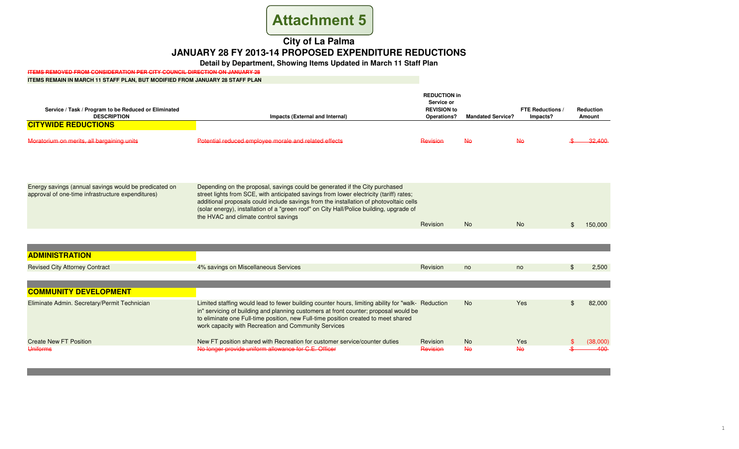**Attachment 5**

# City of La Palma

## JANUARY 28 FY 2013-14 PROPOSED EXPENDITURE REDUCTIONS

### Detail by Department, Showing Items Updated in March 11 Staff Plan

~~ITEMS REMOVED FROM CONSIDERATION PER CITY COUNCIL DIRECTION ON JANUARY 28~~

**ITEMS REMAIN IN MARCH 11 STAFF PLAN, BUT MODIFIED FROM JANUARY 28 STAFF PLAN**

| Service / Task / Program to be Reduced or Eliminated DESCRIPTION | Impacts (External and Internal) | REDUCTION in Service or REVISION to Operations? | Mandated Service? | FTE Reductions / Impacts? | Reduction Amount |
|---|---|---|---|---|---|
| **CITYWIDE REDUCTIONS** | | | | | |
| ~~Moratorium on merits, all bargaining units~~ | ~~Potential reduced employee morale and related effects~~ | ~~Revision~~ | ~~No~~ | ~~No~~ | ~~$ 32,400~~ |
| Energy savings (annual savings would be predicated on approval of one-time infrastructure expenditures) | Depending on the proposal, savings could be generated if the City purchased street lights from SCE, with anticipated savings from lower electricity (tariff) rates; additional proposals could include savings from the installation of photovoltaic cells (solar energy), installation of a "green roof" on City Hall/Police building, upgrade of the HVAC and climate control savings | Revision | No | No | $ 150,000 |
| **ADMINISTRATION** | | | | | |
| Revised City Attorney Contract | 4% savings on Miscellaneous Services | Revision | no | no | $ 2,500 |
| **COMMUNITY DEVELOPMENT** | | | | | |
| Eliminate Admin. Secretary/Permit Technician | Limited staffing would lead to fewer building counter hours, limiting ability for "walk-in" servicing of building and planning customers at front counter; proposal would be to eliminate one Full-time position, new Full-time position created to meet shared work capacity with Recreation and Community Services | Reduction | No | Yes | $ 82,000 |
| Create New FT Position | New FT position shared with Recreation for customer service/counter duties | Revision | No | Yes | $ (38,000) |
| ~~Uniforms~~ | ~~No longer provide uniform allowance for C.E. Officer~~ | ~~Revision~~ | ~~No~~ | ~~No~~ | ~~$ 400~~ |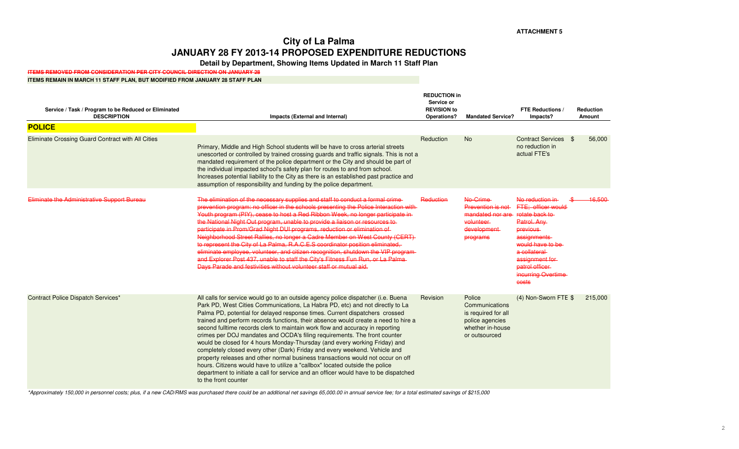ATTACHMENT 5

# City of La Palma

## JANUARY 28 FY 2013-14 PROPOSED EXPENDITURE REDUCTIONS

### Detail by Department, Showing Items Updated in March 11 Staff Plan

~~ITEMS REMOVED FROM CONSIDERATION PER CITY COUNCIL DIRECTION ON JANUARY 28~~

ITEMS REMAIN IN MARCH 11 STAFF PLAN, BUT MODIFIED FROM JANUARY 28 STAFF PLAN

| Service / Task / Program to be Reduced or Eliminated DESCRIPTION | Impacts (External and Internal) | REDUCTION in Service or REVISION to Operations? | Mandated Service? | FTE Reductions / Impacts? | Reduction Amount |
|---|---|---|---|---|---|
| **POLICE** | | | | | |
| Eliminate Crossing Guard Contract with All Cities | Primary, Middle and High School students will be have to cross arterial streets unescorted or controlled by trained crossing guards and traffic signals. This is not a mandated requirement of the police department or the City and should be part of the individual impacted school's safety plan for routes to and from school. Increases potential liability to the City as there is an established past practice and assumption of responsibility and funding by the police department. | Reduction | No | Contract Services no reduction in actual FTE's | $ 56,000 |
| ~~Eliminate the Administrative Support Bureau~~ | ~~The elimination of the necessary supplies and staff to conduct a formal crime prevention program: no officer in the schools presenting the Police Interaction with Youth program (PIY), cease to host a Red Ribbon Week, no longer participate in the National Night Out program, unable to provide a liaison or resources to participate in Prom/Grad Night DUI programs, reduction or elimination of Neighborhood Street Rallies, no longer a Cadre Member on West County (CERT) to represent the City of La Palma, R.A.C.E.S coordinator position eliminated, eliminate employee, volunteer, and citizen recognition, shutdown the VIP program and Explorer Post 437, unable to staff the City's Fitness Fun Run, or La Palma Days Parade and festivities without volunteer staff or mutual aid.~~ | ~~Reduction~~ | ~~No-Crime Prevention is not mandated nor are volunteer development programs~~ | ~~No reduction in FTE; officer would rotate back to Patrol. Any previous assignments would have to be a collateral assignment for patrol officer incurring Overtime costs~~ | ~~$ 16,500~~ |
| Contract Police Dispatch Services* | All calls for service would go to an outside agency police dispatcher (i.e. Buena Park PD, West Cities Communications, La Habra PD, etc) and not directly to La Palma PD, potential for delayed response times. Current dispatchers crossed trained and perform records functions, their absence would create a need to hire a second fulltime records clerk to maintain work flow and accuracy in reporting crimes per DOJ mandates and OCDA's filing requirements. The front counter would be closed for 4 hours Monday-Thursday (and every working Friday) and completely closed every other (Dark) Friday and every weekend. Vehicle and property releases and other normal business transactions would not occur on off hours. Citizens would have to utilize a "callbox" located outside the police department to initiate a call for service and an officer would have to be dispatched to the front counter | Revision | Police Communications is required for all police agencies whether in-house or outsourced | (4) Non-Sworn FTE | $ 215,000 |

*\*Approximately 150,000 in personnel costs; plus, if a new CAD/RMS was purchased there could be an additional net savings 65,000.00 in annual service fee; for a total estimated savings of $215,000*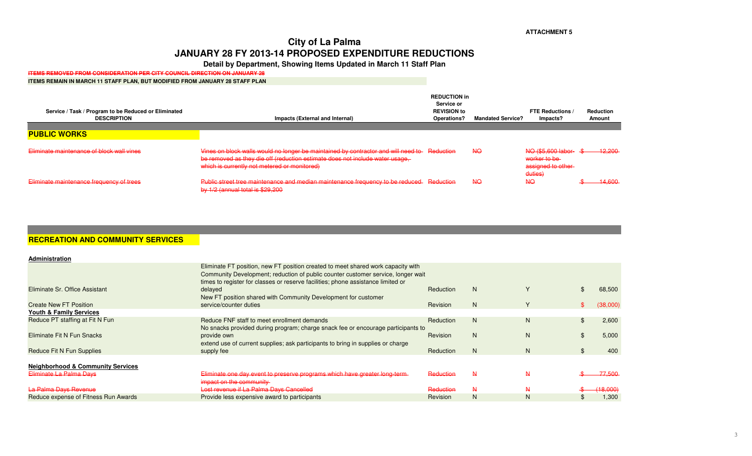**ATTACHMENT 5**

# City of La Palma

## JANUARY 28 FY 2013-14 PROPOSED EXPENDITURE REDUCTIONS

### Detail by Department, Showing Items Updated in March 11 Staff Plan

~~ITEMS REMOVED FROM CONSIDERATION PER CITY COUNCIL DIRECTION ON JANUARY 28~~

**ITEMS REMAIN IN MARCH 11 STAFF PLAN, BUT MODIFIED FROM JANUARY 28 STAFF PLAN**

| Service / Task / Program to be Reduced or Eliminated DESCRIPTION | Impacts (External and Internal) | REDUCTION in Service or REVISION to Operations? | Mandated Service? | FTE Reductions / Impacts? | Reduction Amount |
|---|---|---|---|---|---|
| **PUBLIC WORKS** | | | | | |
| ~~Eliminate maintenance of block wall vines~~ | ~~Vines on block walls would no longer be maintained by contractor and will need to be removed as they die off (reduction estimate does not include water usage, which is currently not metered or monitored)~~ | ~~Reduction~~ | ~~NO~~ | ~~NO ($5,600 labor- worker to be assigned to other duties)~~ | ~~$ 12,200~~ |
| ~~Eliminate maintenance frequency of trees~~ | ~~Public street tree maintenance and median maintenance frequency to be reduced by 1/2 (annual total is $29,200~~ | ~~Reduction~~ | ~~NO~~ | ~~NO~~ | ~~$ 14,600~~ |
| **RECREATION AND COMMUNITY SERVICES** | | | | | |
| **Administration** | | | | | |
| Eliminate Sr. Office Assistant | Eliminate FT position, new FT position created to meet shared work capacity with Community Development; reduction of public counter customer service, longer wait times to register for classes or reserve facilities; phone assistance limited or delayed | Reduction | N | Y | $ 68,500 |
| Create New FT Position | New FT position shared with Community Development for customer service/counter duties | Revision | N | Y | $ (38,000) |
| **Youth & Family Services** | | | | | |
| Reduce PT staffing at Fit N Fun | Reduce FNF staff to meet enrollment demands | Reduction | N | N | $ 2,600 |
| Eliminate Fit N Fun Snacks | No snacks provided during program; charge snack fee or encourage participants to provide own | Revision | N | N | $ 5,000 |
| Reduce Fit N Fun Supplies | extend use of current supplies; ask participants to bring in supplies or charge supply fee | Reduction | N | N | $ 400 |
| **Neighborhood & Community Services** | | | | | |
| ~~Eliminate La Palma Days~~ | ~~Eliminate one day event to preserve programs which have greater long-term impact on the community~~ | ~~Reduction~~ | ~~N~~ | ~~N~~ | ~~$ 77,500~~ |
| ~~La Palma Days Revenue~~ | ~~Lost revenue if La Palma Days Cancelled~~ | ~~Reduction~~ | ~~N~~ | ~~N~~ | ~~$ (18,000)~~ |
| Reduce expense of Fitness Run Awards | Provide less expensive award to participants | Revision | N | N | $ 1,300 |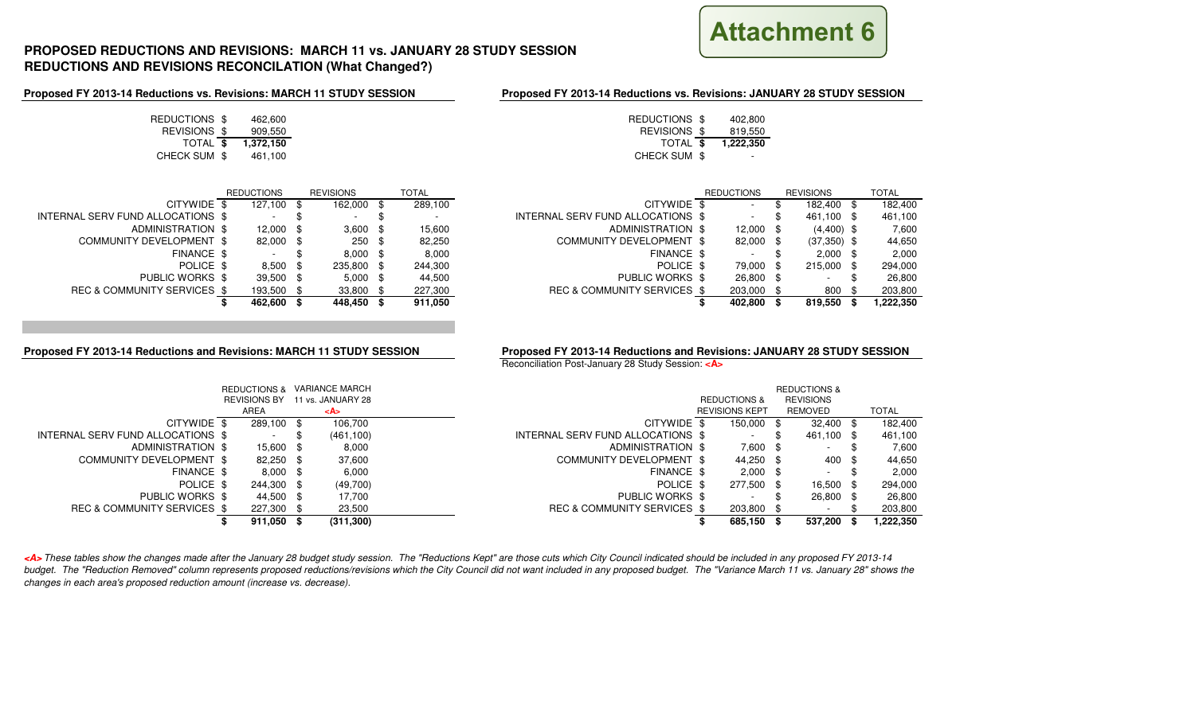**Attachment 6**

## PROPOSED REDUCTIONS AND REVISIONS: MARCH 11 vs. JANUARY 28 STUDY SESSION
## REDUCTIONS AND REVISIONS RECONCILATION (What Changed?)

### Proposed FY 2013-14 Reductions vs. Revisions: MARCH 11 STUDY SESSION

| | |
|---|---|
| REDUCTIONS | $ 462,600 |
| REVISIONS | $ 909,550 |
| TOTAL | **$ 1,372,150** |
| CHECK SUM | $ 461,100 |

| | REDUCTIONS | REVISIONS | TOTAL |
|---|---|---|---|
| CITYWIDE | $ 127,100 | $ 162,000 | $ 289,100 |
| INTERNAL SERV FUND ALLOCATIONS | $ - | $ - | $ - |
| ADMINISTRATION | $ 12,000 | $ 3,600 | $ 15,600 |
| COMMUNITY DEVELOPMENT | $ 82,000 | $ 250 | $ 82,250 |
| FINANCE | $ - | $ 8,000 | $ 8,000 |
| POLICE | $ 8,500 | $ 235,800 | $ 244,300 |
| PUBLIC WORKS | $ 39,500 | $ 5,000 | $ 44,500 |
| REC & COMMUNITY SERVICES | $ 193,500 | $ 33,800 | $ 227,300 |
| | **$ 462,600** | **$ 448,450** | **$ 911,050** |

### Proposed FY 2013-14 Reductions vs. Revisions: JANUARY 28 STUDY SESSION

| | |
|---|---|
| REDUCTIONS | $ 402,800 |
| REVISIONS | $ 819,550 |
| TOTAL | **$ 1,222,350** |
| CHECK SUM | $ - |

| | REDUCTIONS | REVISIONS | TOTAL |
|---|---|---|---|
| CITYWIDE | $ - | $ 182,400 | $ 182,400 |
| INTERNAL SERV FUND ALLOCATIONS | $ - | $ 461,100 | $ 461,100 |
| ADMINISTRATION | $ 12,000 | $ (4,400) | $ 7,600 |
| COMMUNITY DEVELOPMENT | $ 82,000 | $ (37,350) | $ 44,650 |
| FINANCE | $ - | $ 2,000 | $ 2,000 |
| POLICE | $ 79,000 | $ 215,000 | $ 294,000 |
| PUBLIC WORKS | $ 26,800 | $ - | $ 26,800 |
| REC & COMMUNITY SERVICES | $ 203,000 | $ 800 | $ 203,800 |
| | **$ 402,800** | **$ 819,550** | **$ 1,222,350** |

### Proposed FY 2013-14 Reductions and Revisions: MARCH 11 STUDY SESSION

| | REDUCTIONS & REVISIONS BY AREA | VARIANCE MARCH 11 vs. JANUARY 28 <A> |
|---|---|---|
| CITYWIDE | $ 289,100 | $ 106,700 |
| INTERNAL SERV FUND ALLOCATIONS | $ - | $ (461,100) |
| ADMINISTRATION | $ 15,600 | $ 8,000 |
| COMMUNITY DEVELOPMENT | $ 82,250 | $ 37,600 |
| FINANCE | $ 8,000 | $ 6,000 |
| POLICE | $ 244,300 | $ (49,700) |
| PUBLIC WORKS | $ 44,500 | $ 17,700 |
| REC & COMMUNITY SERVICES | $ 227,300 | $ 23,500 |
| | **$ 911,050** | **$ (311,300)** |

### Proposed FY 2013-14 Reductions and Revisions: JANUARY 28 STUDY SESSION

Reconciliation Post-January 28 Study Session: <A>

| | REDUCTIONS & REVISIONS KEPT | REDUCTIONS & REVISIONS REMOVED | TOTAL |
|---|---|---|---|
| CITYWIDE | $ 150,000 | $ 32,400 | $ 182,400 |
| INTERNAL SERV FUND ALLOCATIONS | $ - | $ 461,100 | $ 461,100 |
| ADMINISTRATION | $ 7,600 | $ - | $ 7,600 |
| COMMUNITY DEVELOPMENT | $ 44,250 | $ 400 | $ 44,650 |
| FINANCE | $ 2,000 | $ - | $ 2,000 |
| POLICE | $ 277,500 | $ 16,500 | $ 294,000 |
| PUBLIC WORKS | $ - | $ 26,800 | $ 26,800 |
| REC & COMMUNITY SERVICES | $ 203,800 | $ - | $ 203,800 |
| | **$ 685,150** | **$ 537,200** | **$ 1,222,350** |

*<A> These tables show the changes made after the January 28 budget study session. The "Reductions Kept" are those cuts which City Council indicated should be included in any proposed FY 2013-14 budget. The "Reduction Removed" column represents proposed reductions/revisions which the City Council did not want included in any proposed budget. The "Variance March 11 vs. January 28" shows the changes in each area's proposed reduction amount (increase vs. decrease).*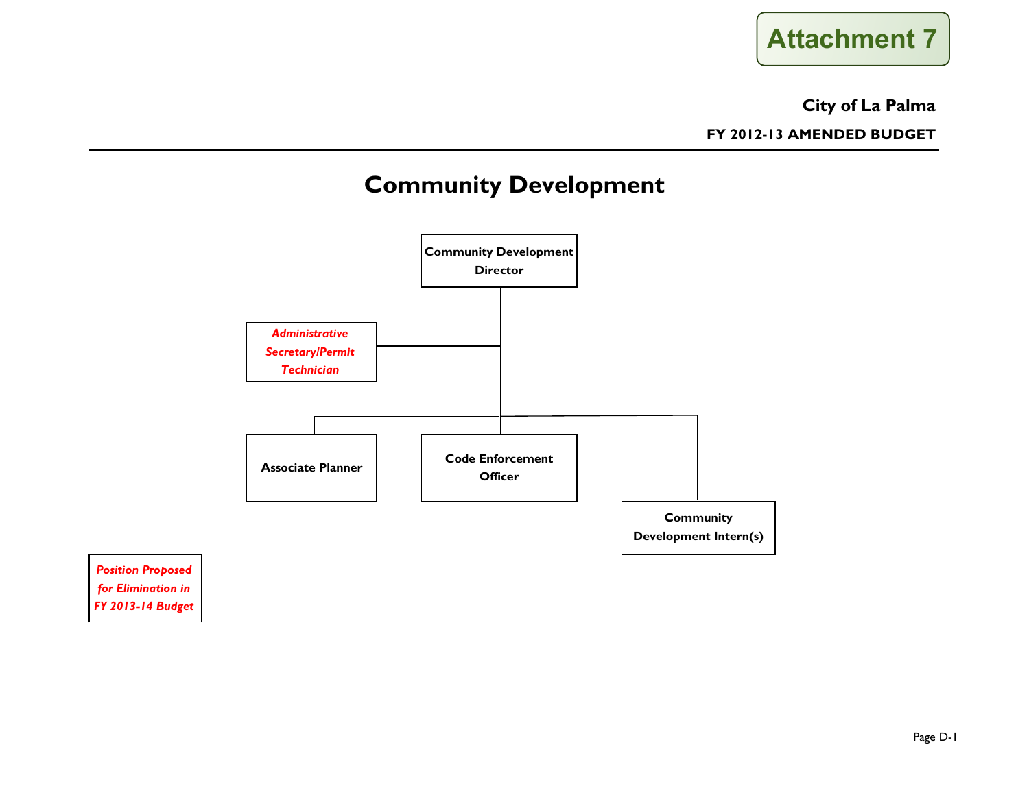Attachment 7

**City of La Palma**

**FY 2012-13 AMENDED BUDGET**

# Community Development

**Community Development Director**

- *Administrative Secretary/Permit Technician*
- **Associate Planner**
- **Code Enforcement Officer**
- **Community Development Intern(s)**

*Position Proposed for Elimination in FY 2013-14 Budget*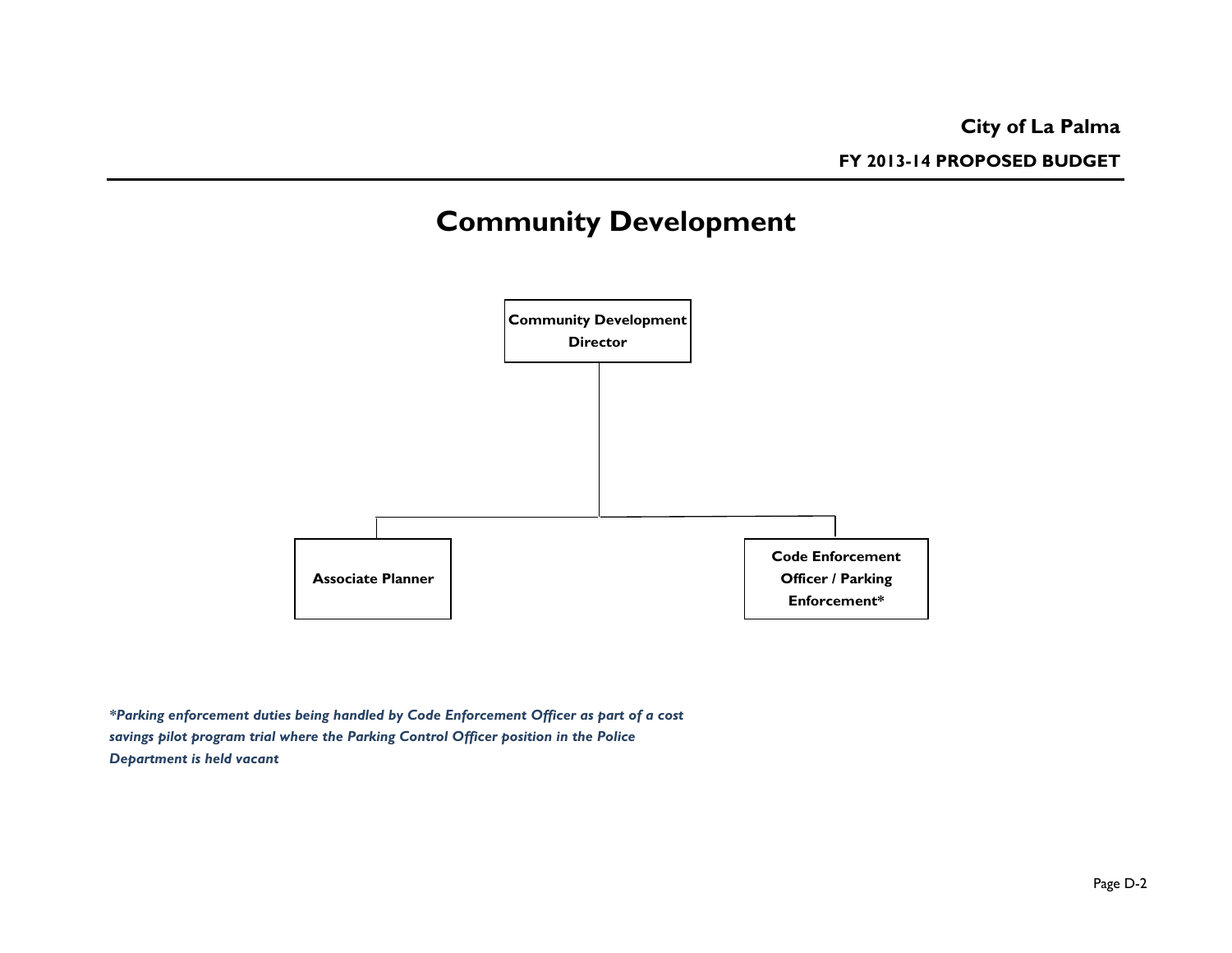# Community Development

- **Community Development Director**
  - **Associate Planner**
  - **Code Enforcement Officer / Parking Enforcement***

*\*Parking enforcement duties being handled by Code Enforcement Officer as part of a cost savings pilot program trial where the Parking Control Officer position in the Police Department is held vacant*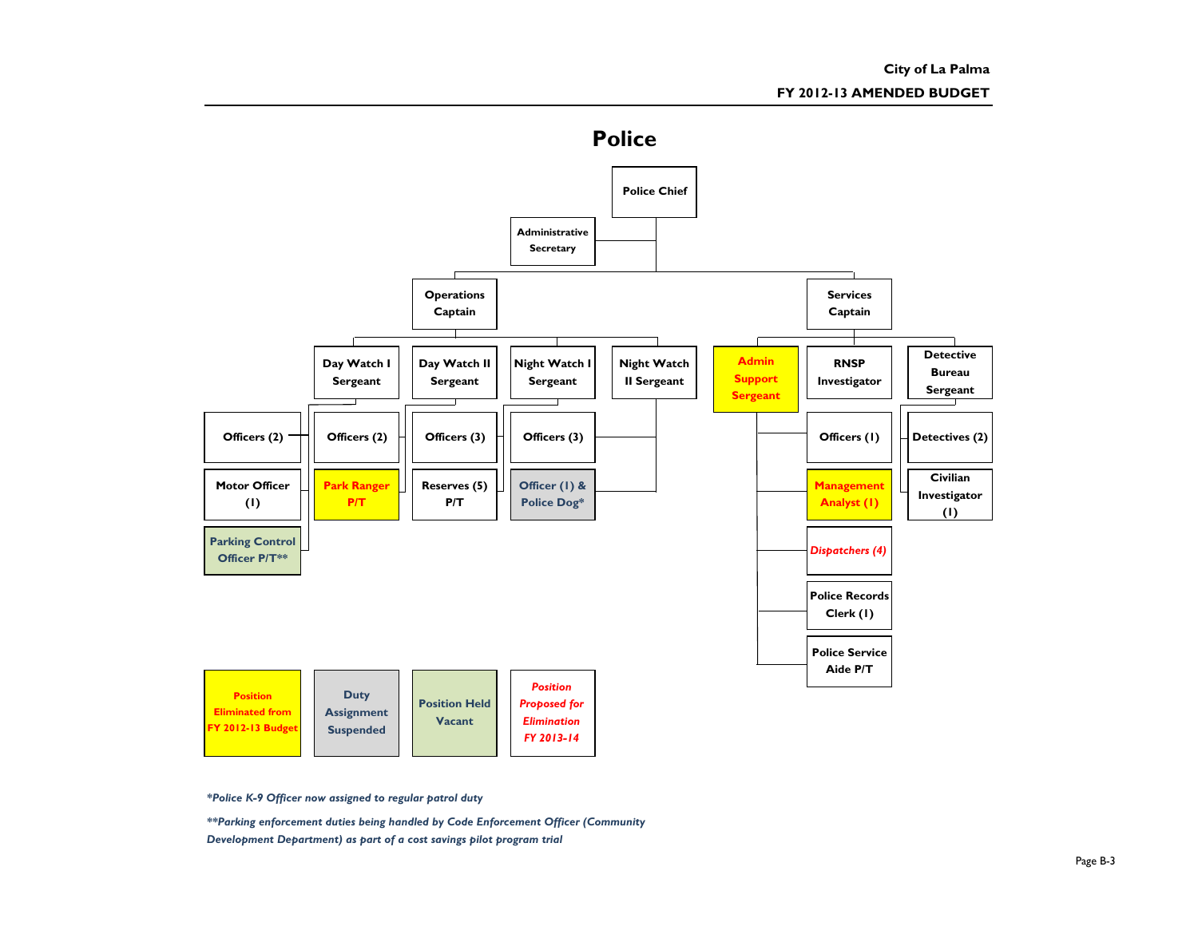# Police

- **Police Chief**
  - Administrative Secretary
  - **Operations Captain**
    - Day Watch I Sergeant
      - Officers (2)
      - Motor Officer (1)
      - Parking Control Officer P/T**
    - Day Watch II Sergeant
      - Officers (2)
      - Park Ranger P/T
    - Night Watch I Sergeant
      - Officers (3)
      - Reserves (5) P/T
    - Night Watch II Sergeant
      - Officers (3)
      - Officer (1) & Police Dog*
  - **Services Captain**
    - Admin Support Sergeant
    - RNSP Investigator
      - Officers (1)
      - Management Analyst (1)
      - *Dispatchers (4)*
      - Police Records Clerk (1)
      - Police Service Aide P/T
    - Detective Bureau Sergeant
      - Detectives (2)
      - Civilian Investigator (1)

**Legend:**

| Position Eliminated from FY 2012-13 Budget | Duty Assignment Suspended | Position Held Vacant | *Position Proposed for Elimination FY 2013-14* |
|---|---|---|---|

Positions eliminated from FY 2012-13 Budget: Admin Support Sergeant, Park Ranger P/T, Management Analyst (1). Duty Assignment Suspended: Officer (1) & Police Dog*. Position Held Vacant: Parking Control Officer P/T**. Position Proposed for Elimination FY 2013-14: Dispatchers (4).

*\*Police K-9 Officer now assigned to regular patrol duty*

*\*\*Parking enforcement duties being handled by Code Enforcement Officer (Community Development Department) as part of a cost savings pilot program trial*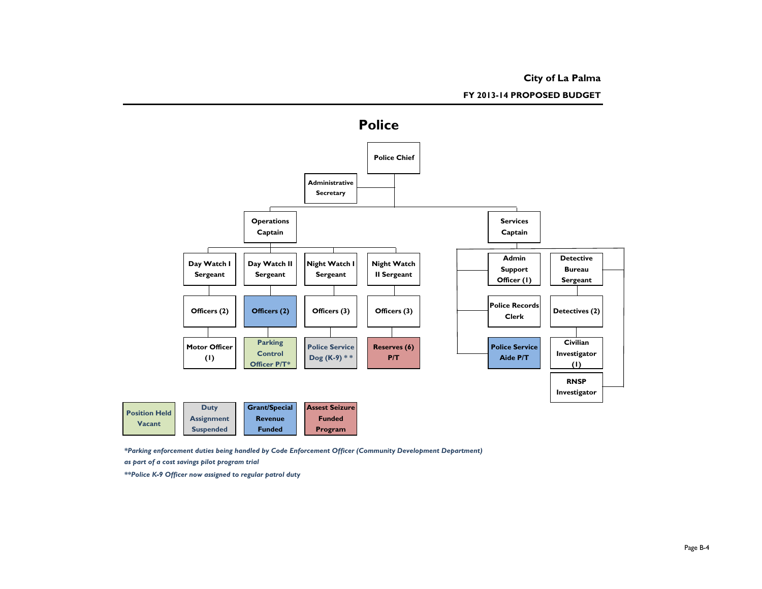City of La Palma

FY 2013-14 PROPOSED BUDGET

# Police

- Police Chief
  - Administrative Secretary
  - Operations Captain
    - Day Watch I Sergeant
      - Officers (2)
      - Motor Officer (1)
    - Day Watch II Sergeant
      - Officers (2)
      - Parking Control Officer P/T*
    - Night Watch I Sergeant
      - Officers (3)
      - Police Service Dog (K-9) **
    - Night Watch II Sergeant
      - Officers (3)
      - Reserves (6) P/T
  - Services Captain
    - Admin Support Officer (1)
    - Police Records Clerk
    - Police Service Aide P/T
    - Detective Bureau Sergeant
      - Detectives (2)
      - Civilian Investigator (1)
    - RNSP Investigator

Legend:

| Color Key | Meaning | Applies to |
|---|---|---|
| Green | Position Held Vacant | Parking Control Officer P/T* |
| Gray | Duty Assignment Suspended | Police Service Dog (K-9) ** |
| Blue | Grant/Special Revenue Funded | Officers (2) under Day Watch II Sergeant; Police Service Aide P/T |
| Red | Assest Seizure Funded Program | Reserves (6) P/T |

*\*Parking enforcement duties being handled by Code Enforcement Officer (Community Development Department) as part of a cost savings pilot program trial*

*\*\*Police K-9 Officer now assigned to regular patrol duty*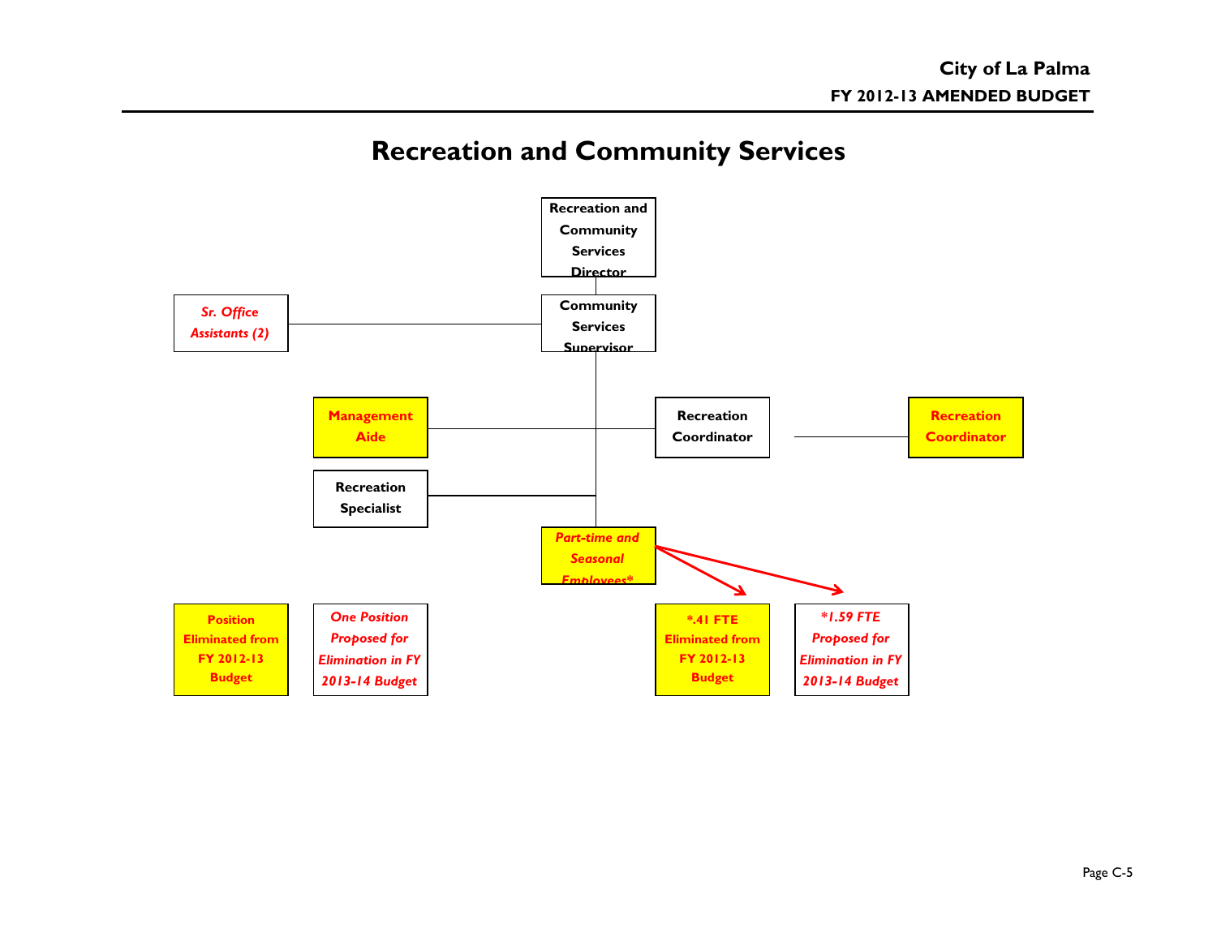# Recreation and Community Services

- Recreation and Community Services Director
  - Community Services Supervisor
    - *Sr. Office Assistants (2)*
    - **Management Aide**
    - Recreation Coordinator
      - **Recreation Coordinator**
    - Recreation Specialist
    - ***Part-time and Seasonal Employees****
      - ***.41 FTE Eliminated from FY 2012-13 Budget**
      - **\*1.59 FTE Proposed for Elimination in FY 2013-14 Budget***

**Legend:**

- **Position Eliminated from FY 2012-13 Budget**
- ***One Position Proposed for Elimination in FY 2013-14 Budget***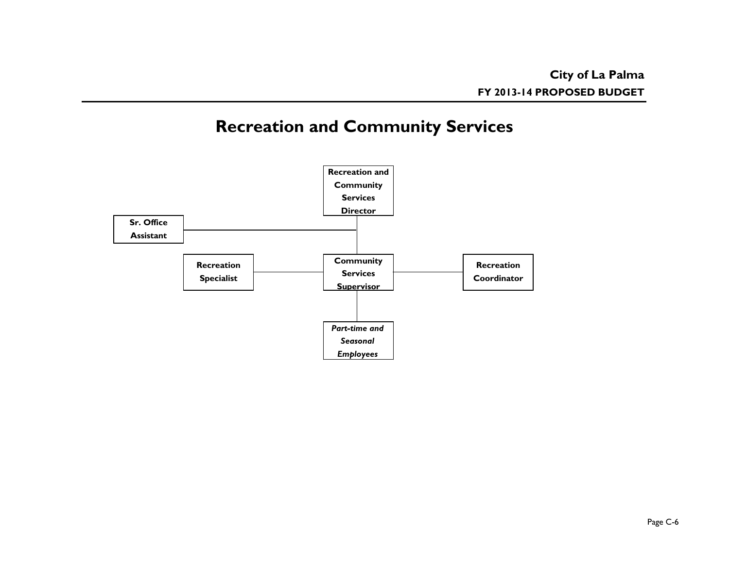# Recreation and Community Services

- **Recreation and Community Services Director**
  - **Sr. Office Assistant**
  - **Community Services Supervisor**
    - **Recreation Specialist**
    - **Recreation Coordinator**
    - ***Part-time and Seasonal Employees***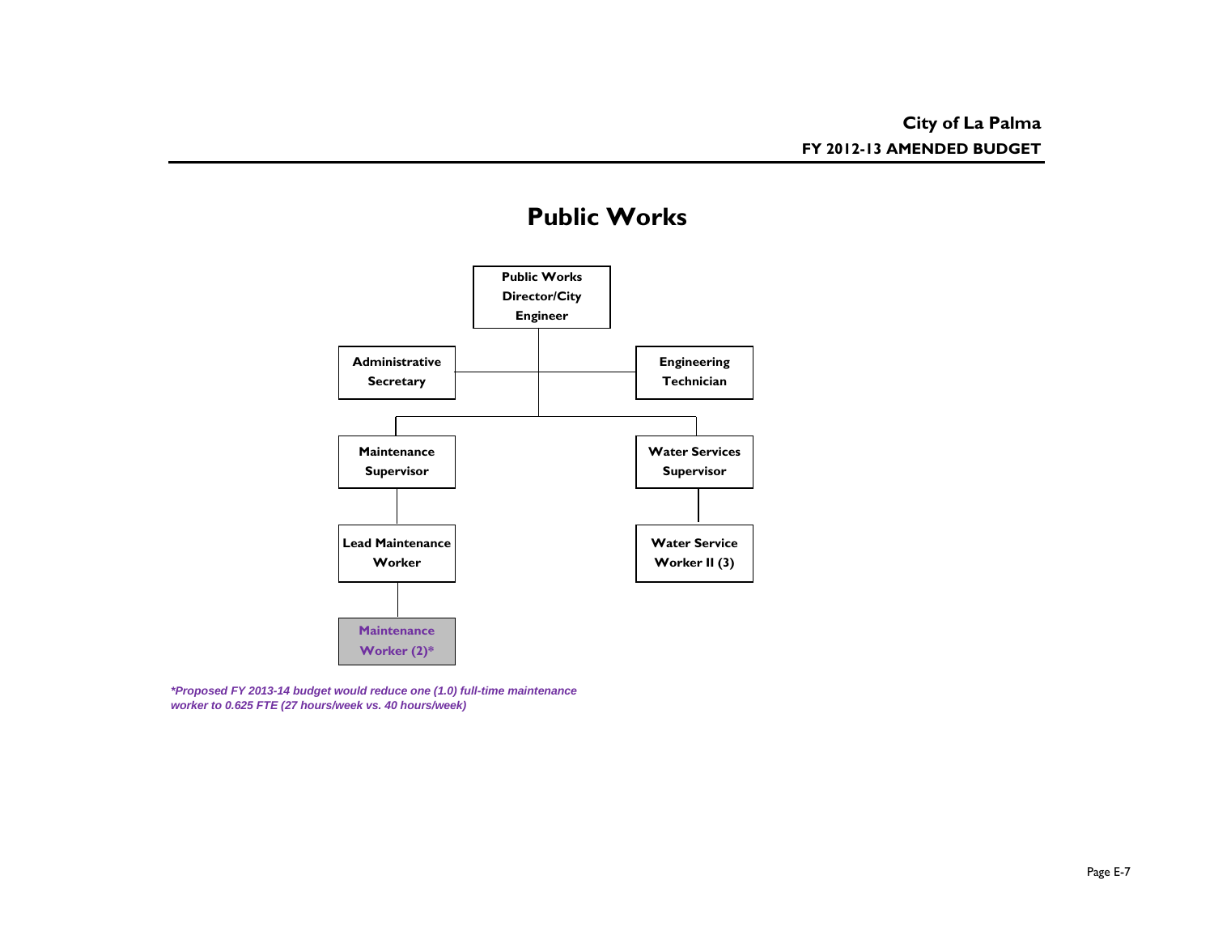# Public Works

- **Public Works Director/City Engineer**
  - Administrative Secretary
  - Engineering Technician
  - **Maintenance Supervisor**
    - Lead Maintenance Worker
      - Maintenance Worker (2)*
  - **Water Services Supervisor**
    - Water Service Worker II (3)

*\*Proposed FY 2013-14 budget would reduce one (1.0) full-time maintenance worker to 0.625 FTE (27 hours/week vs. 40 hours/week)*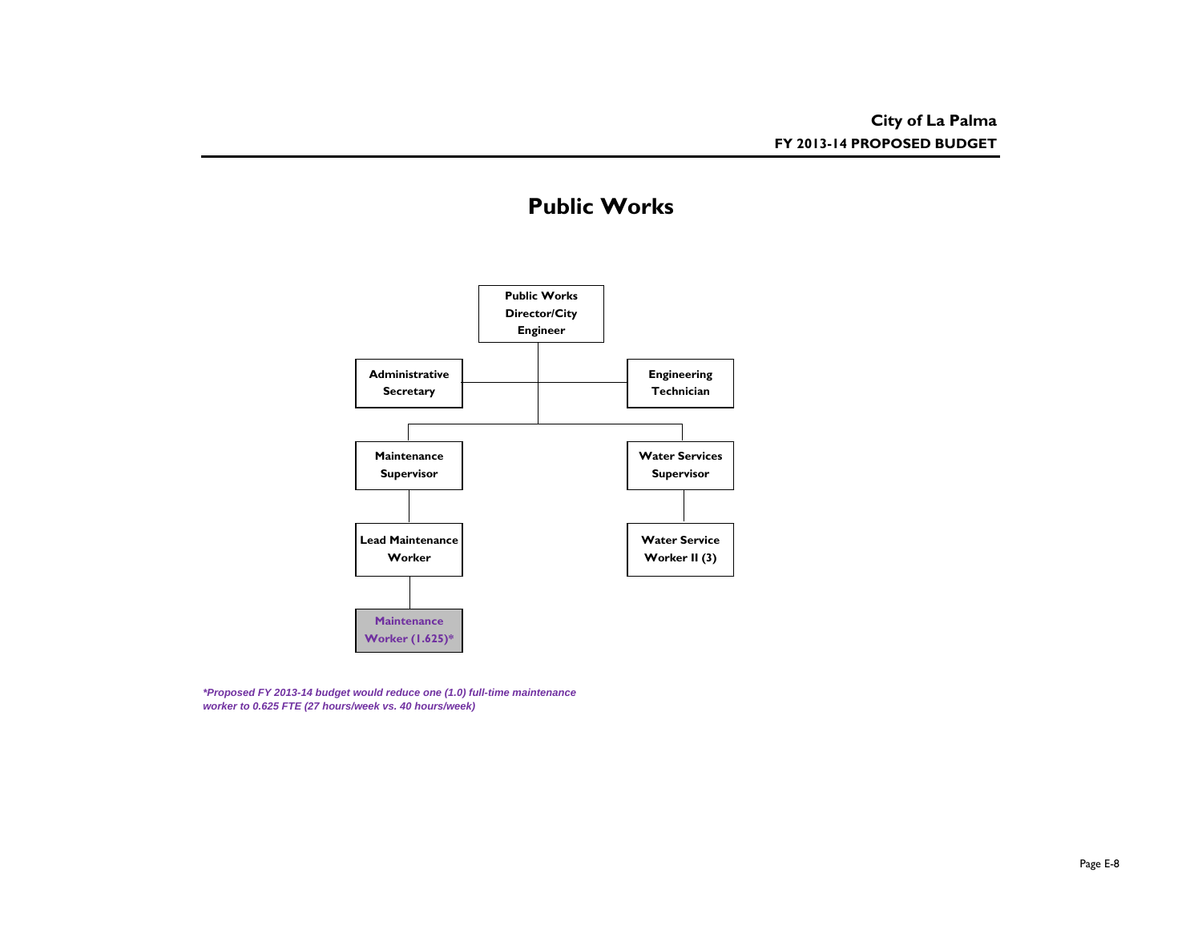# Public Works

- **Public Works Director/City Engineer**
  - **Administrative Secretary**
  - **Engineering Technician**
  - **Maintenance Supervisor**
    - **Lead Maintenance Worker**
      - **Maintenance Worker (1.625)***
  - **Water Services Supervisor**
    - **Water Service Worker II (3)**

***Proposed FY 2013-14 budget would reduce one (1.0) full-time maintenance worker to 0.625 FTE (27 hours/week vs. 40 hours/week)***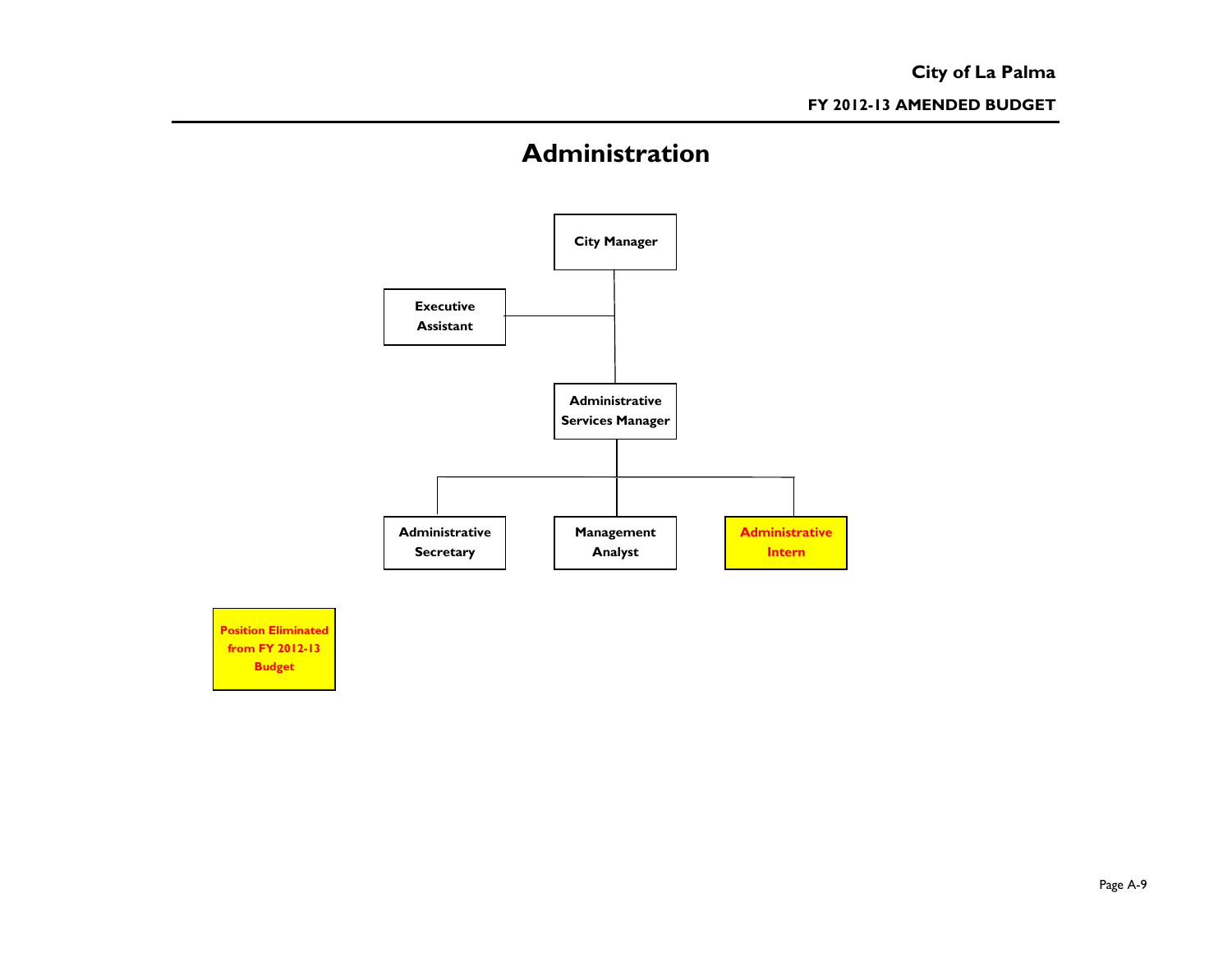# Administration

- City Manager
  - Executive Assistant
  - Administrative Services Manager
    - Administrative Secretary
    - Management Analyst
    - Administrative Intern

Position Eliminated from FY 2012-13 Budget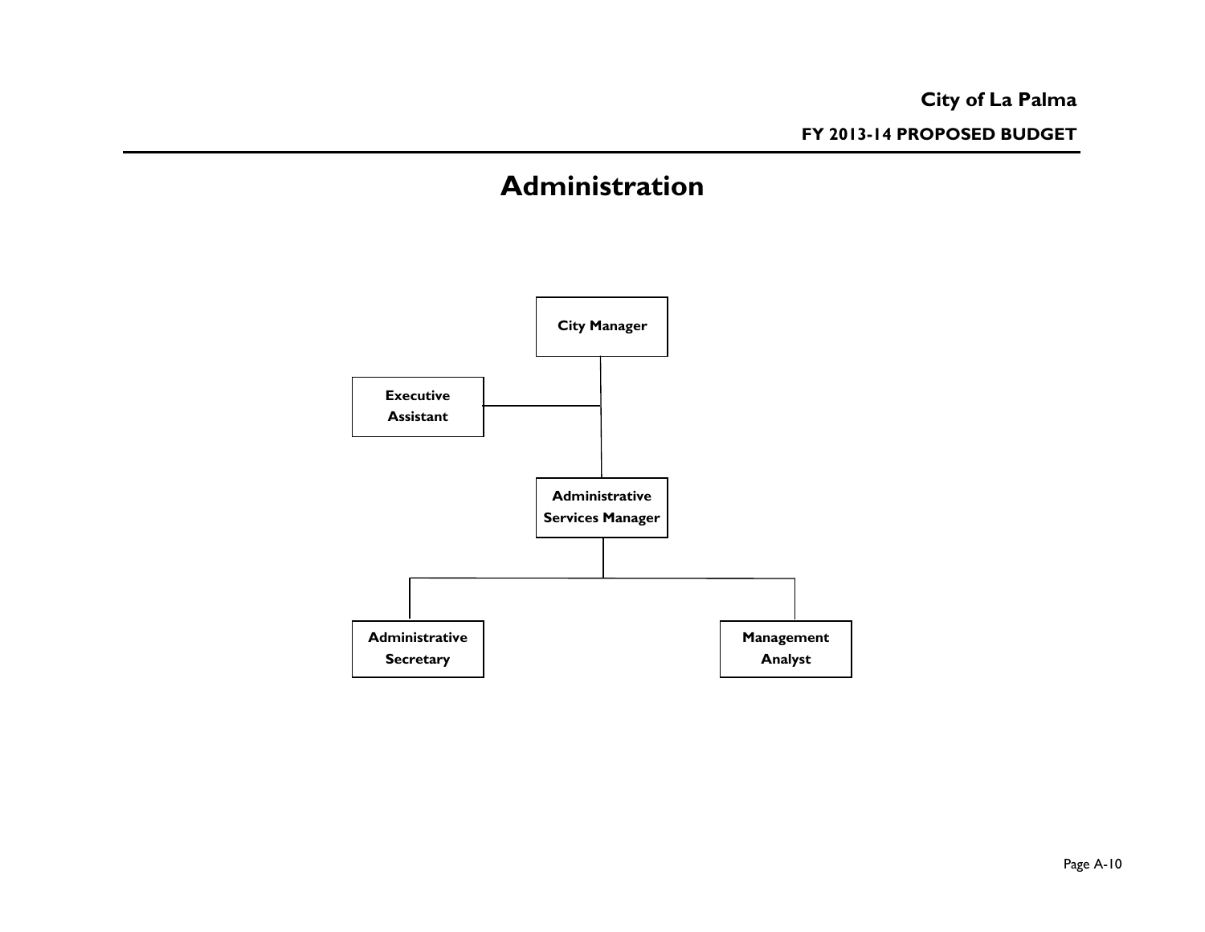# Administration

City Manager

Executive Assistant

Administrative Services Manager

Administrative Secretary

Management Analyst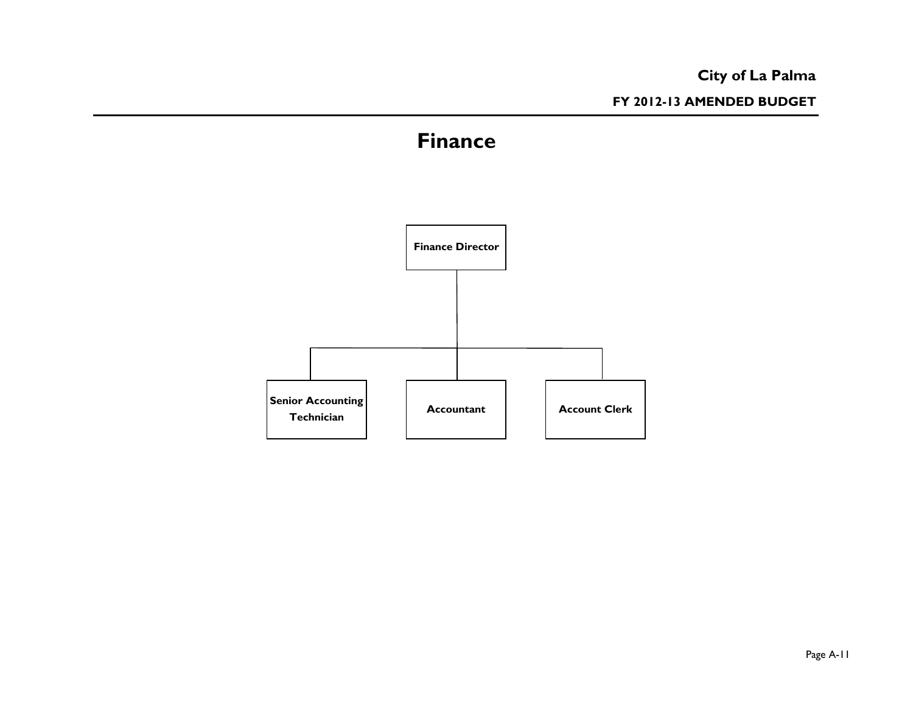# Finance

Finance Director

- Senior Accounting Technician
- Accountant
- Account Clerk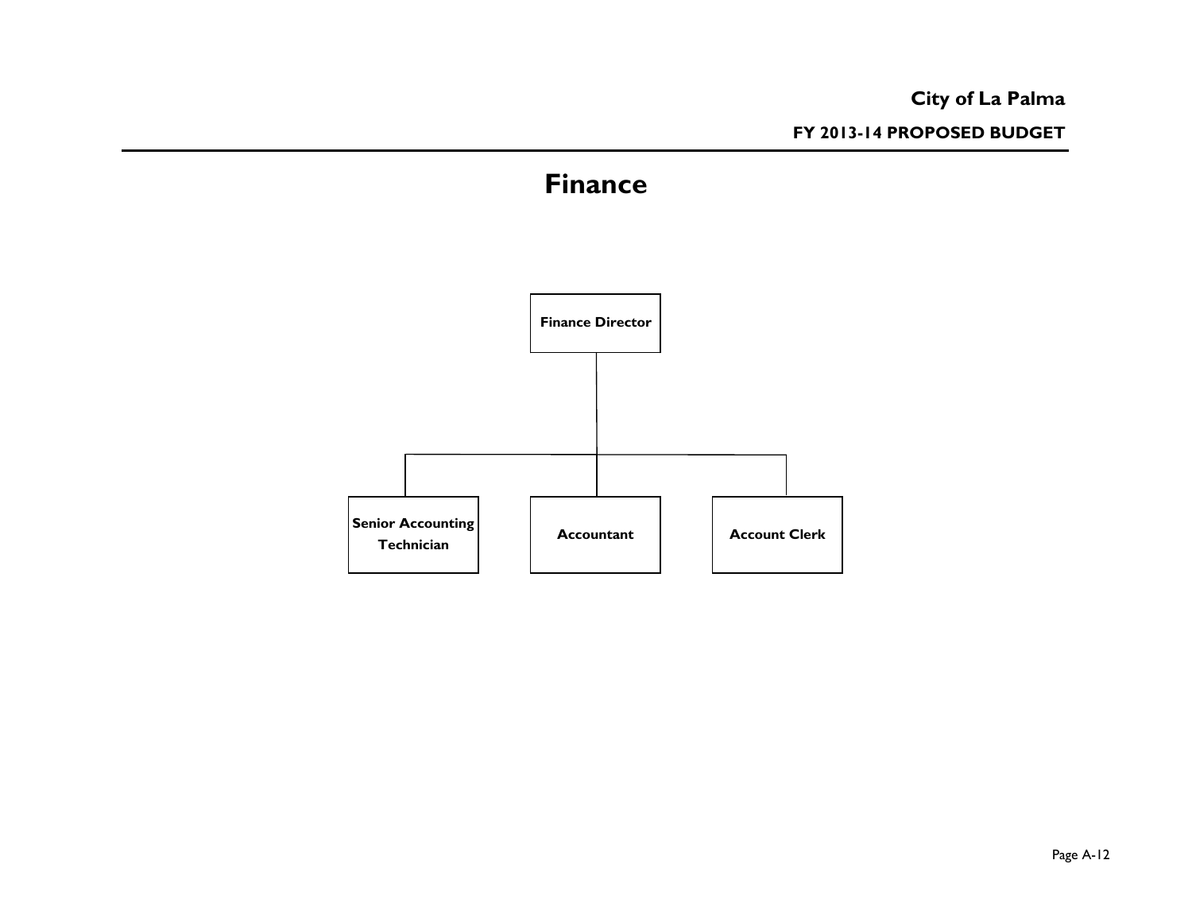# Finance

Finance Director

Senior Accounting Technician

Accountant

Account Clerk